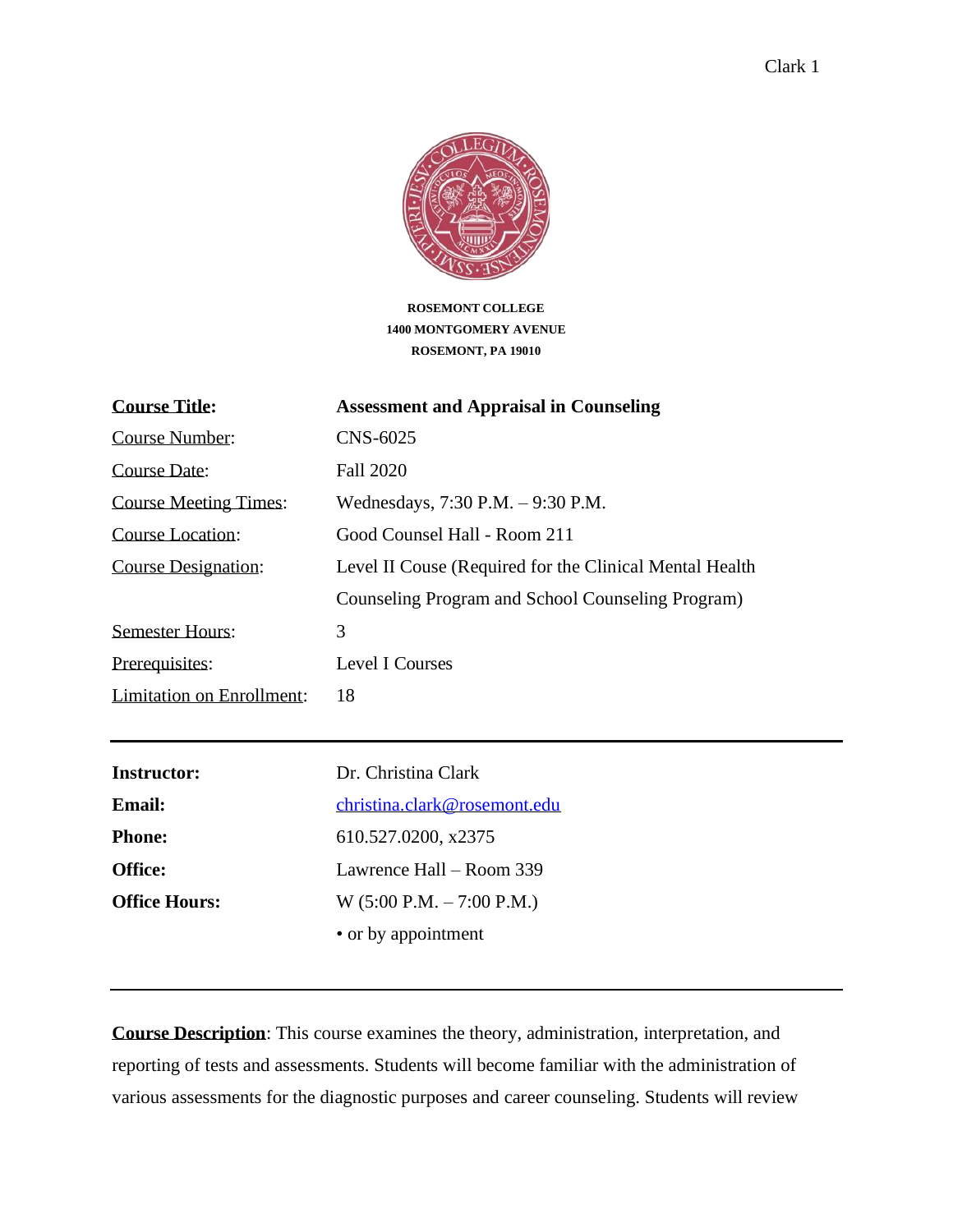**ROSEMONT COLLEGE**
**1400 MONTGOMERY AVENUE**
**ROSEMONT, PA 19010**

| | |
|---|---|
| **Course Title:** | **Assessment and Appraisal in Counseling** |
| Course Number: | CNS-6025 |
| Course Date: | Fall 2020 |
| Course Meeting Times: | Wednesdays, 7:30 P.M. – 9:30 P.M. |
| Course Location: | Good Counsel Hall - Room 211 |
| Course Designation: | Level II Couse (Required for the Clinical Mental Health Counseling Program and School Counseling Program) |
| Semester Hours: | 3 |
| Prerequisites: | Level I Courses |
| Limitation on Enrollment: | 18 |

---

| | |
|---|---|
| **Instructor:** | Dr. Christina Clark |
| **Email:** | christina.clark@rosemont.edu |
| **Phone:** | 610.527.0200, x2375 |
| **Office:** | Lawrence Hall – Room 339 |
| **Office Hours:** | W (5:00 P.M. – 7:00 P.M.) |
| | • or by appointment |

---

**Course Description**: This course examines the theory, administration, interpretation, and reporting of tests and assessments. Students will become familiar with the administration of various assessments for the diagnostic purposes and career counseling. Students will review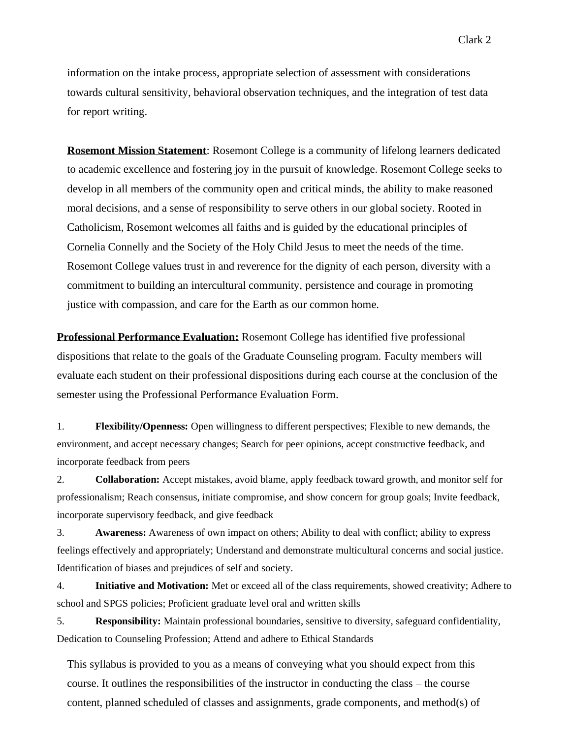information on the intake process, appropriate selection of assessment with considerations towards cultural sensitivity, behavioral observation techniques, and the integration of test data for report writing.

**Rosemont Mission Statement**: Rosemont College is a community of lifelong learners dedicated to academic excellence and fostering joy in the pursuit of knowledge. Rosemont College seeks to develop in all members of the community open and critical minds, the ability to make reasoned moral decisions, and a sense of responsibility to serve others in our global society. Rooted in Catholicism, Rosemont welcomes all faiths and is guided by the educational principles of Cornelia Connelly and the Society of the Holy Child Jesus to meet the needs of the time. Rosemont College values trust in and reverence for the dignity of each person, diversity with a commitment to building an intercultural community, persistence and courage in promoting justice with compassion, and care for the Earth as our common home.

**Professional Performance Evaluation:** Rosemont College has identified five professional dispositions that relate to the goals of the Graduate Counseling program. Faculty members will evaluate each student on their professional dispositions during each course at the conclusion of the semester using the Professional Performance Evaluation Form.

1. **Flexibility/Openness:** Open willingness to different perspectives; Flexible to new demands, the environment, and accept necessary changes; Search for peer opinions, accept constructive feedback, and incorporate feedback from peers
2. **Collaboration:** Accept mistakes, avoid blame, apply feedback toward growth, and monitor self for professionalism; Reach consensus, initiate compromise, and show concern for group goals; Invite feedback, incorporate supervisory feedback, and give feedback
3. **Awareness:** Awareness of own impact on others; Ability to deal with conflict; ability to express feelings effectively and appropriately; Understand and demonstrate multicultural concerns and social justice. Identification of biases and prejudices of self and society.
4. **Initiative and Motivation:** Met or exceed all of the class requirements, showed creativity; Adhere to school and SPGS policies; Proficient graduate level oral and written skills
5. **Responsibility:** Maintain professional boundaries, sensitive to diversity, safeguard confidentiality, Dedication to Counseling Profession; Attend and adhere to Ethical Standards

This syllabus is provided to you as a means of conveying what you should expect from this course. It outlines the responsibilities of the instructor in conducting the class – the course content, planned scheduled of classes and assignments, grade components, and method(s) of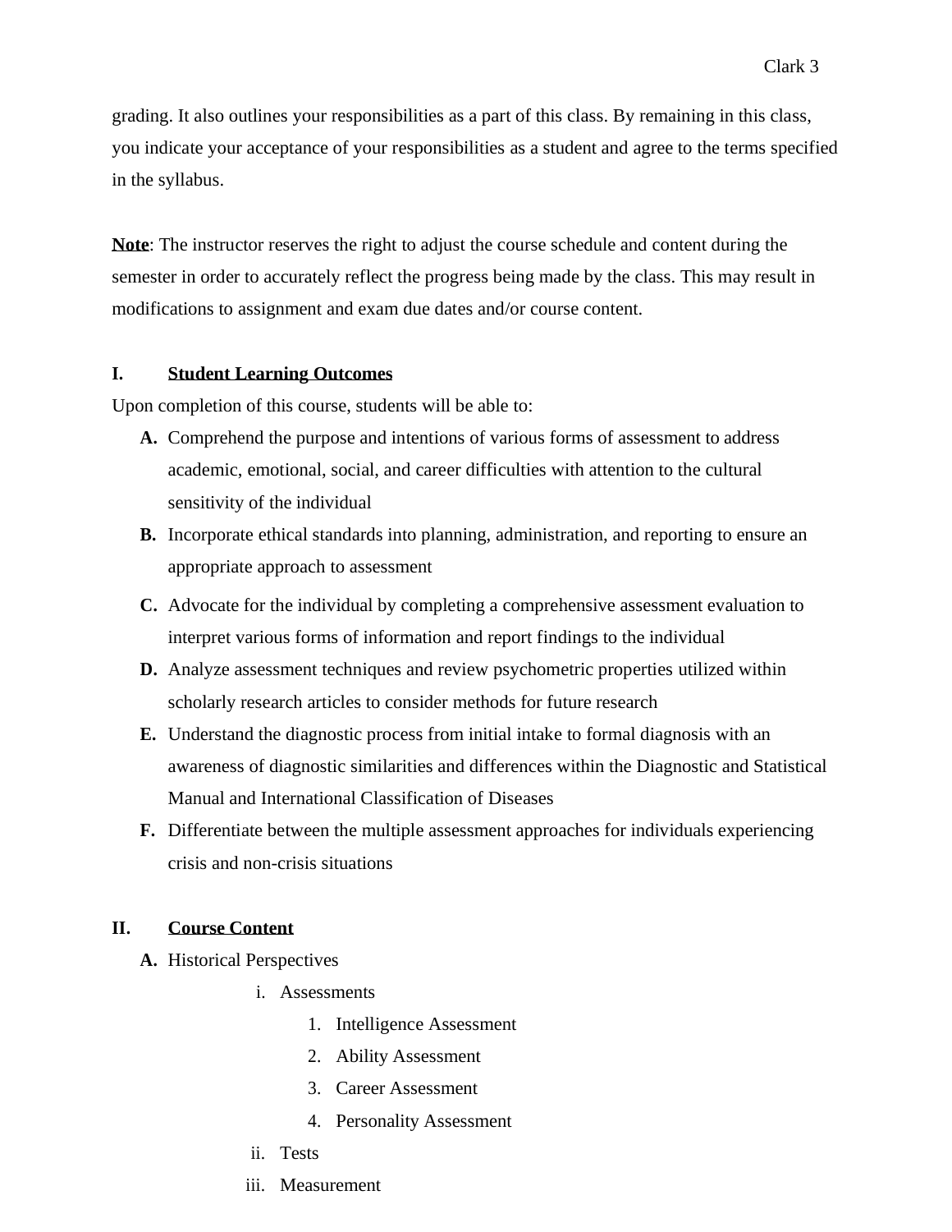grading. It also outlines your responsibilities as a part of this class. By remaining in this class, you indicate your acceptance of your responsibilities as a student and agree to the terms specified in the syllabus.

**Note**: The instructor reserves the right to adjust the course schedule and content during the semester in order to accurately reflect the progress being made by the class. This may result in modifications to assignment and exam due dates and/or course content.

## I. Student Learning Outcomes

Upon completion of this course, students will be able to:

- **A.** Comprehend the purpose and intentions of various forms of assessment to address academic, emotional, social, and career difficulties with attention to the cultural sensitivity of the individual
- **B.** Incorporate ethical standards into planning, administration, and reporting to ensure an appropriate approach to assessment
- **C.** Advocate for the individual by completing a comprehensive assessment evaluation to interpret various forms of information and report findings to the individual
- **D.** Analyze assessment techniques and review psychometric properties utilized within scholarly research articles to consider methods for future research
- **E.** Understand the diagnostic process from initial intake to formal diagnosis with an awareness of diagnostic similarities and differences within the Diagnostic and Statistical Manual and International Classification of Diseases
- **F.** Differentiate between the multiple assessment approaches for individuals experiencing crisis and non-crisis situations

## II. Course Content

- **A.** Historical Perspectives
  - i. Assessments
    1. Intelligence Assessment
    2. Ability Assessment
    3. Career Assessment
    4. Personality Assessment
  - ii. Tests
  - iii. Measurement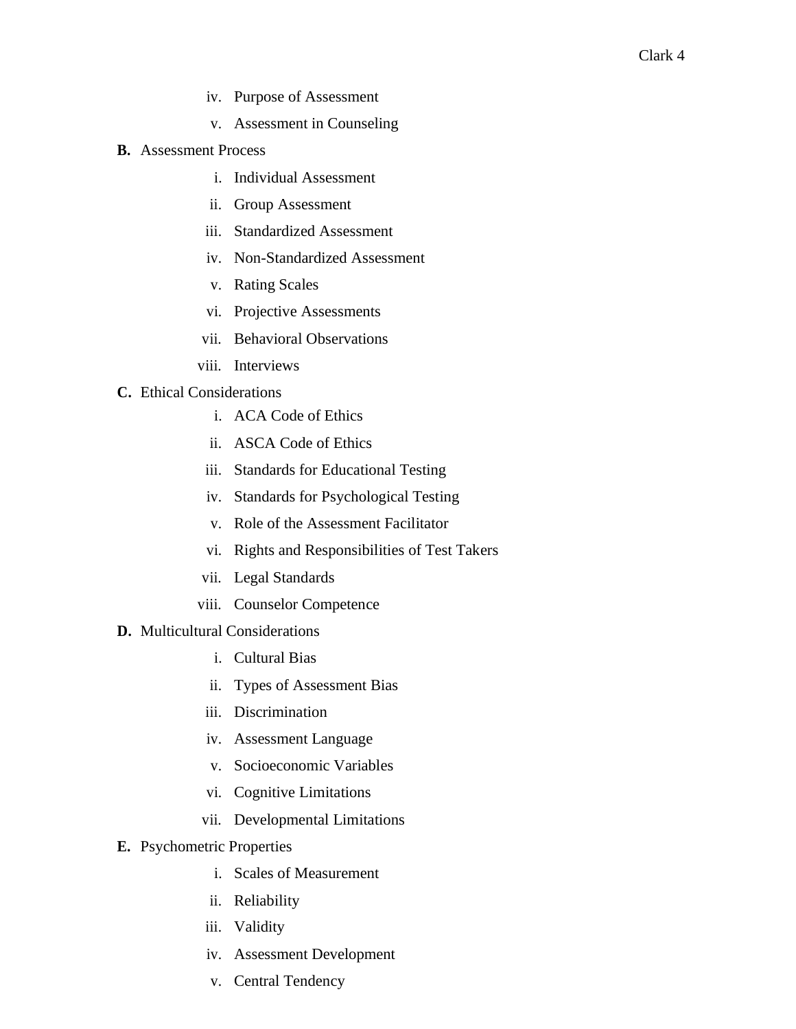iv. Purpose of Assessment
   v. Assessment in Counseling

**B.** Assessment Process

   i. Individual Assessment
   ii. Group Assessment
   iii. Standardized Assessment
   iv. Non-Standardized Assessment
   v. Rating Scales
   vi. Projective Assessments
   vii. Behavioral Observations
   viii. Interviews

**C.** Ethical Considerations

   i. ACA Code of Ethics
   ii. ASCA Code of Ethics
   iii. Standards for Educational Testing
   iv. Standards for Psychological Testing
   v. Role of the Assessment Facilitator
   vi. Rights and Responsibilities of Test Takers
   vii. Legal Standards
   viii. Counselor Competence

**D.** Multicultural Considerations

   i. Cultural Bias
   ii. Types of Assessment Bias
   iii. Discrimination
   iv. Assessment Language
   v. Socioeconomic Variables
   vi. Cognitive Limitations
   vii. Developmental Limitations

**E.** Psychometric Properties

   i. Scales of Measurement
   ii. Reliability
   iii. Validity
   iv. Assessment Development
   v. Central Tendency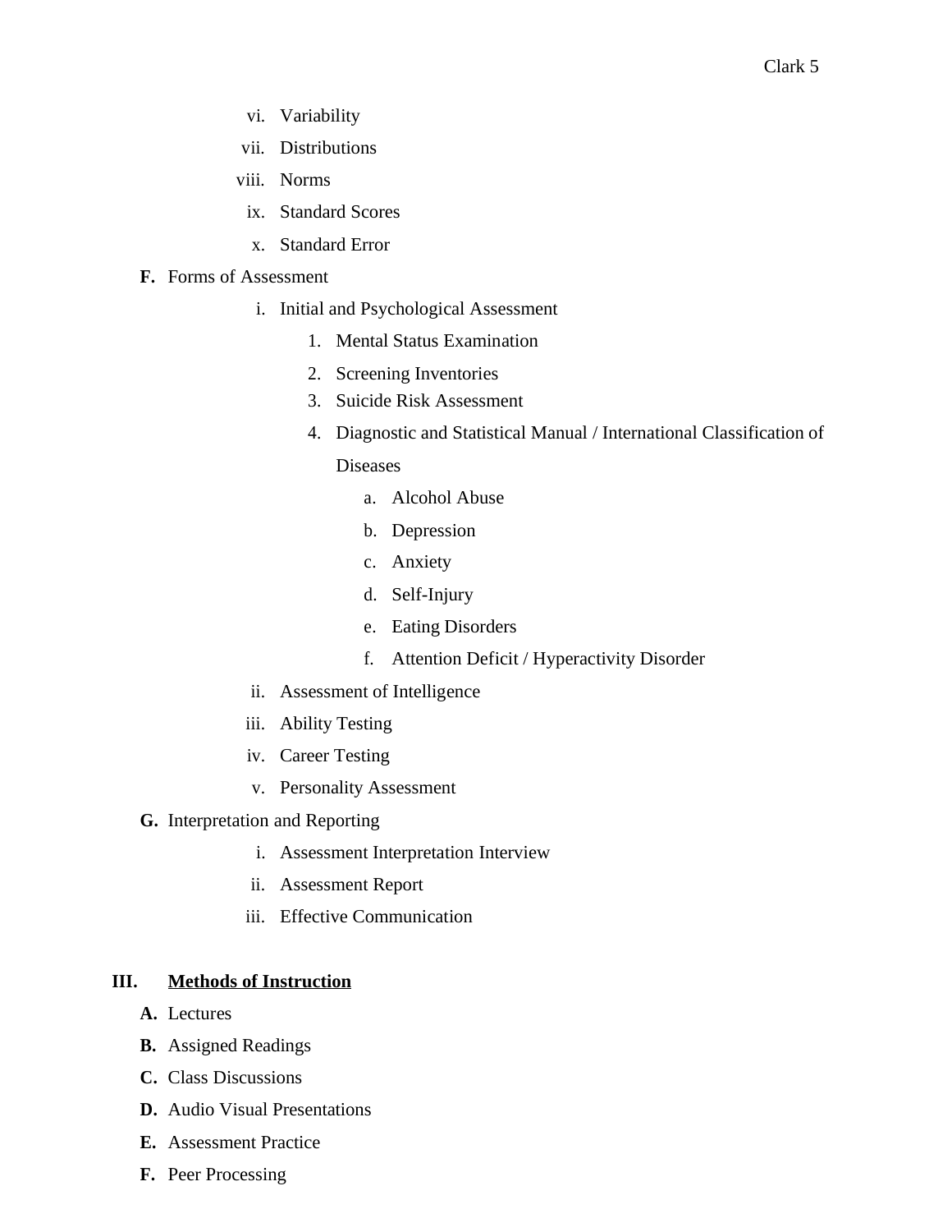- vi. Variability
- vii. Distributions
- viii. Norms
- ix. Standard Scores
- x. Standard Error

**F.** Forms of Assessment

- i. Initial and Psychological Assessment
  1. Mental Status Examination
  2. Screening Inventories
  3. Suicide Risk Assessment
  4. Diagnostic and Statistical Manual / International Classification of Diseases
     - a. Alcohol Abuse
     - b. Depression
     - c. Anxiety
     - d. Self-Injury
     - e. Eating Disorders
     - f. Attention Deficit / Hyperactivity Disorder
- ii. Assessment of Intelligence
- iii. Ability Testing
- iv. Career Testing
- v. Personality Assessment

**G.** Interpretation and Reporting

- i. Assessment Interpretation Interview
- ii. Assessment Report
- iii. Effective Communication

## III. Methods of Instruction

**A.** Lectures

**B.** Assigned Readings

**C.** Class Discussions

**D.** Audio Visual Presentations

**E.** Assessment Practice

**F.** Peer Processing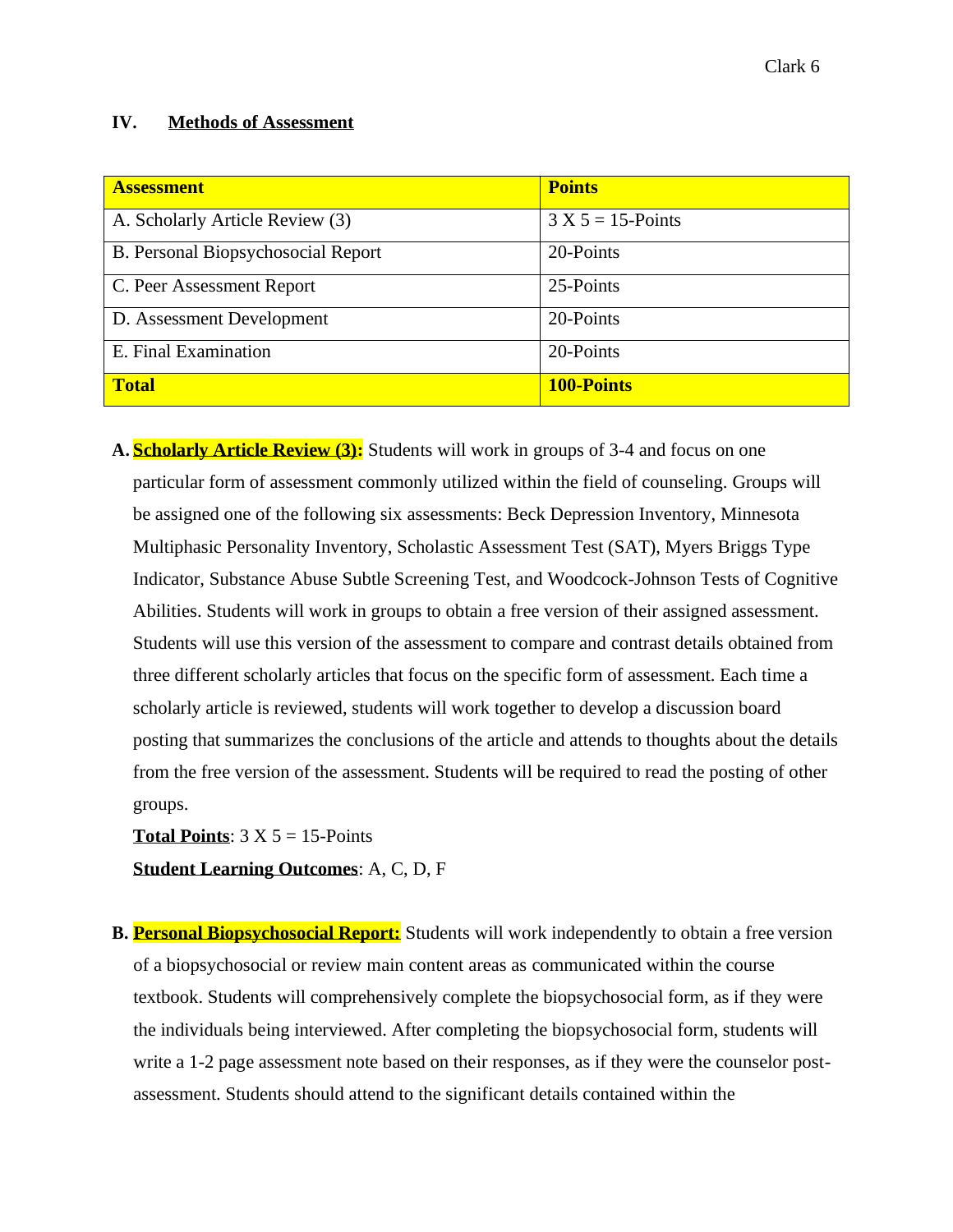## IV. Methods of Assessment

| Assessment | Points |
|---|---|
| A. Scholarly Article Review (3) | 3 X 5 = 15-Points |
| B. Personal Biopsychosocial Report | 20-Points |
| C. Peer Assessment Report | 25-Points |
| D. Assessment Development | 20-Points |
| E. Final Examination | 20-Points |
| **Total** | **100-Points** |

**A. Scholarly Article Review (3):** Students will work in groups of 3-4 and focus on one particular form of assessment commonly utilized within the field of counseling. Groups will be assigned one of the following six assessments: Beck Depression Inventory, Minnesota Multiphasic Personality Inventory, Scholastic Assessment Test (SAT), Myers Briggs Type Indicator, Substance Abuse Subtle Screening Test, and Woodcock-Johnson Tests of Cognitive Abilities. Students will work in groups to obtain a free version of their assigned assessment. Students will use this version of the assessment to compare and contrast details obtained from three different scholarly articles that focus on the specific form of assessment. Each time a scholarly article is reviewed, students will work together to develop a discussion board posting that summarizes the conclusions of the article and attends to thoughts about the details from the free version of the assessment. Students will be required to read the posting of other groups.

**Total Points**: 3 X 5 = 15-Points

**Student Learning Outcomes**: A, C, D, F

**B. Personal Biopsychosocial Report:** Students will work independently to obtain a free version of a biopsychosocial or review main content areas as communicated within the course textbook. Students will comprehensively complete the biopsychosocial form, as if they were the individuals being interviewed. After completing the biopsychosocial form, students will write a 1-2 page assessment note based on their responses, as if they were the counselor post-assessment. Students should attend to the significant details contained within the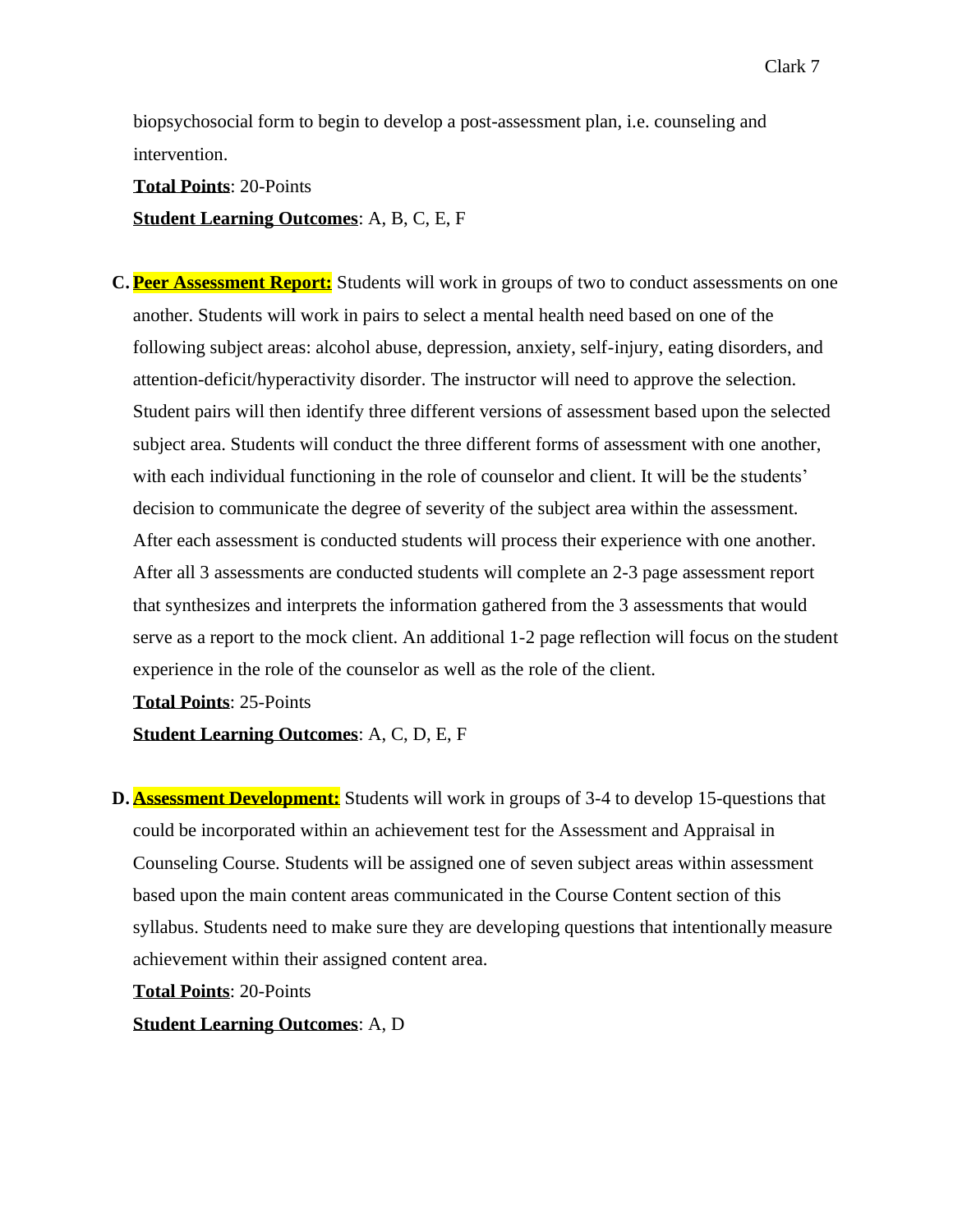biopsychosocial form to begin to develop a post-assessment plan, i.e. counseling and intervention.

**Total Points**: 20-Points

**Student Learning Outcomes**: A, B, C, E, F

C. **Peer Assessment Report:** Students will work in groups of two to conduct assessments on one another. Students will work in pairs to select a mental health need based on one of the following subject areas: alcohol abuse, depression, anxiety, self-injury, eating disorders, and attention-deficit/hyperactivity disorder. The instructor will need to approve the selection. Student pairs will then identify three different versions of assessment based upon the selected subject area. Students will conduct the three different forms of assessment with one another, with each individual functioning in the role of counselor and client. It will be the students' decision to communicate the degree of severity of the subject area within the assessment. After each assessment is conducted students will process their experience with one another. After all 3 assessments are conducted students will complete an 2-3 page assessment report that synthesizes and interprets the information gathered from the 3 assessments that would serve as a report to the mock client. An additional 1-2 page reflection will focus on the student experience in the role of the counselor as well as the role of the client.

   **Total Points**: 25-Points

   **Student Learning Outcomes**: A, C, D, E, F

D. **Assessment Development:** Students will work in groups of 3-4 to develop 15-questions that could be incorporated within an achievement test for the Assessment and Appraisal in Counseling Course. Students will be assigned one of seven subject areas within assessment based upon the main content areas communicated in the Course Content section of this syllabus. Students need to make sure they are developing questions that intentionally measure achievement within their assigned content area.

   **Total Points**: 20-Points

   **Student Learning Outcomes**: A, D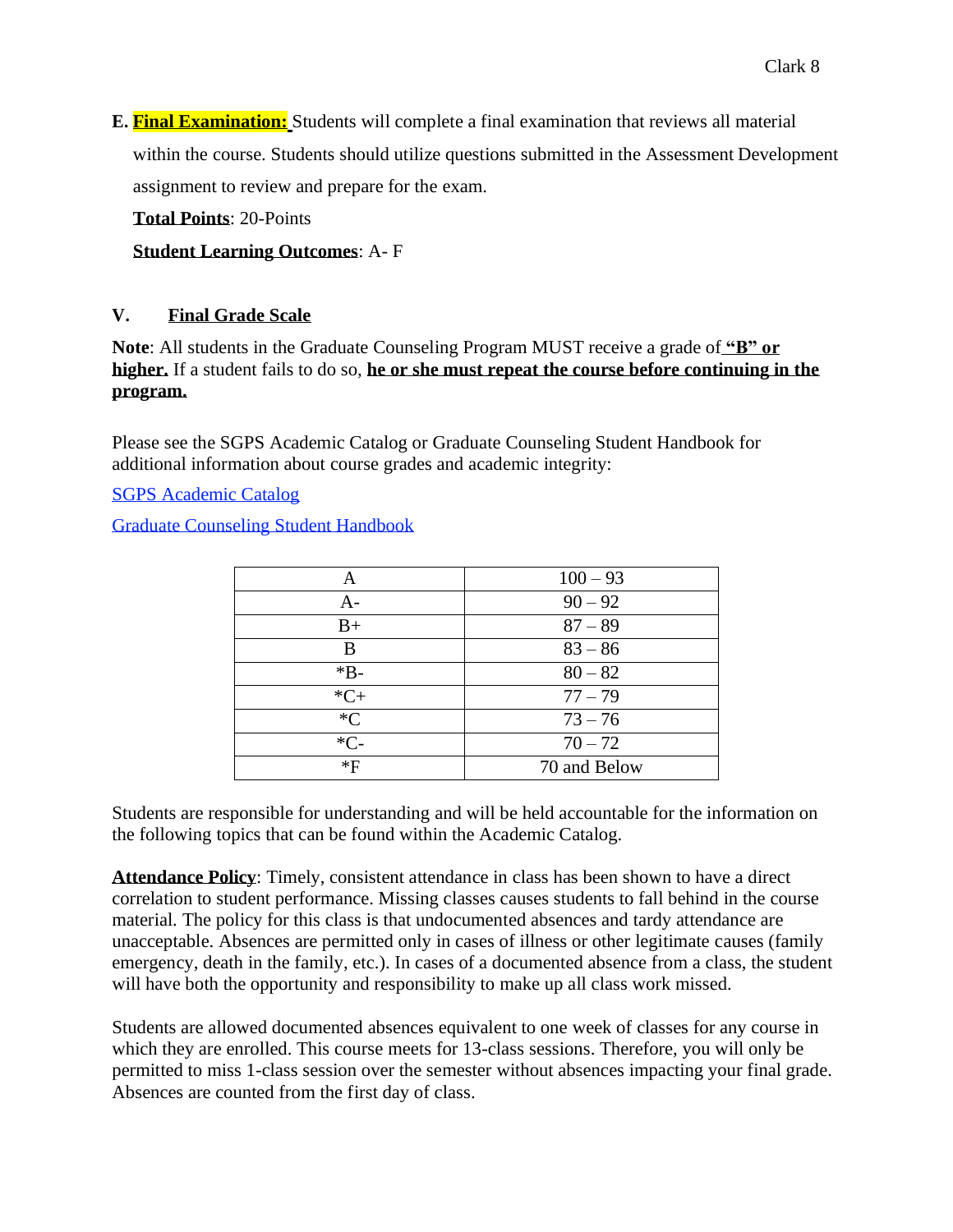**E. Final Examination:** Students will complete a final examination that reviews all material within the course. Students should utilize questions submitted in the Assessment Development assignment to review and prepare for the exam.

**Total Points**: 20-Points

**Student Learning Outcomes**: A- F

## V. Final Grade Scale

**Note**: All students in the Graduate Counseling Program MUST receive a grade of **"B" or higher.** If a student fails to do so, **he or she must repeat the course before continuing in the program.**

Please see the SGPS Academic Catalog or Graduate Counseling Student Handbook for additional information about course grades and academic integrity:

SGPS Academic Catalog

Graduate Counseling Student Handbook

| | |
|---|---|
| A | 100 – 93 |
| A- | 90 – 92 |
| B+ | 87 – 89 |
| B | 83 – 86 |
| *B- | 80 – 82 |
| *C+ | 77 – 79 |
| *C | 73 – 76 |
| *C- | 70 – 72 |
| *F | 70 and Below |

Students are responsible for understanding and will be held accountable for the information on the following topics that can be found within the Academic Catalog.

**Attendance Policy**: Timely, consistent attendance in class has been shown to have a direct correlation to student performance. Missing classes causes students to fall behind in the course material. The policy for this class is that undocumented absences and tardy attendance are unacceptable. Absences are permitted only in cases of illness or other legitimate causes (family emergency, death in the family, etc.). In cases of a documented absence from a class, the student will have both the opportunity and responsibility to make up all class work missed.

Students are allowed documented absences equivalent to one week of classes for any course in which they are enrolled. This course meets for 13-class sessions. Therefore, you will only be permitted to miss 1-class session over the semester without absences impacting your final grade. Absences are counted from the first day of class.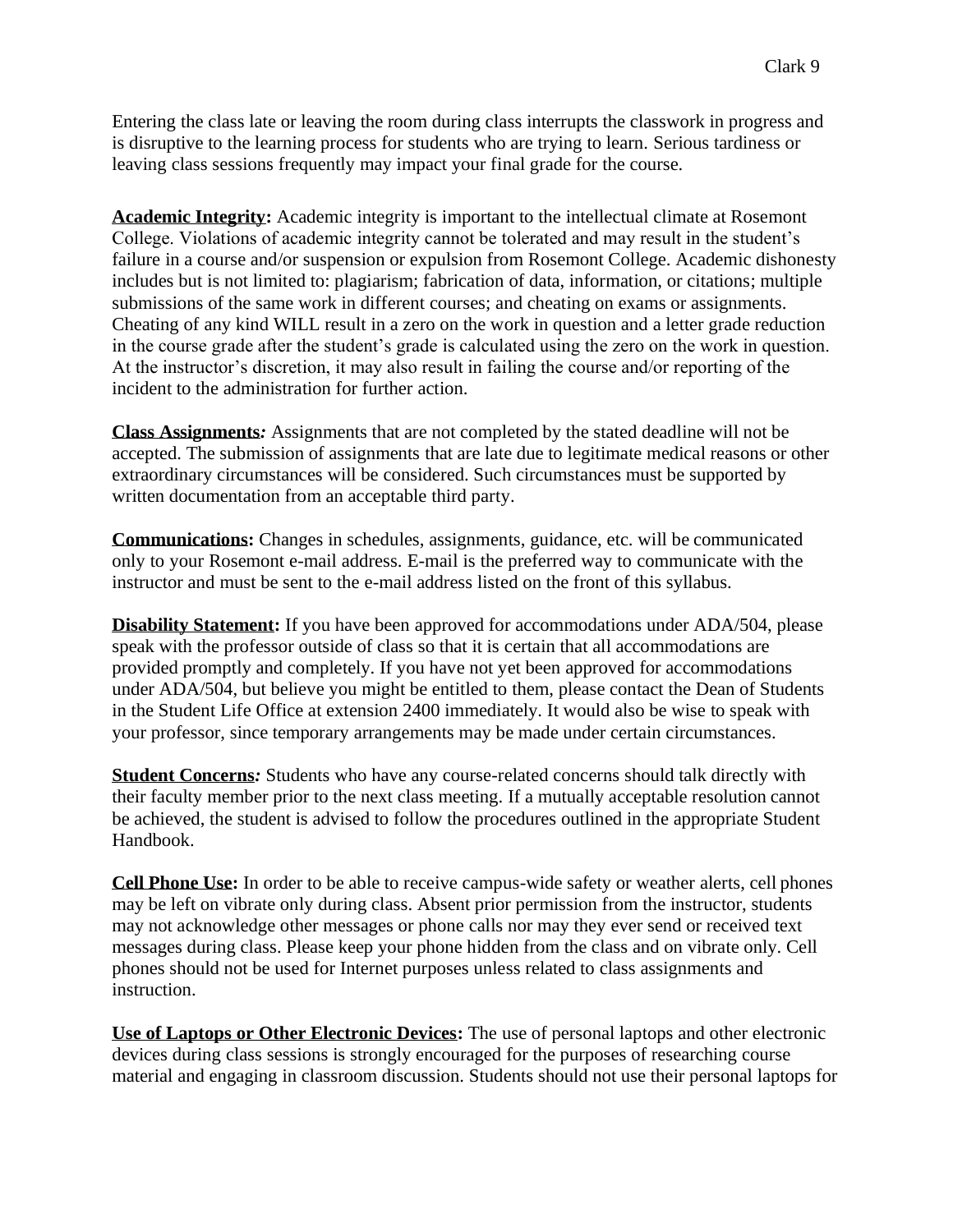Entering the class late or leaving the room during class interrupts the classwork in progress and is disruptive to the learning process for students who are trying to learn. Serious tardiness or leaving class sessions frequently may impact your final grade for the course.

**Academic Integrity:** Academic integrity is important to the intellectual climate at Rosemont College. Violations of academic integrity cannot be tolerated and may result in the student's failure in a course and/or suspension or expulsion from Rosemont College. Academic dishonesty includes but is not limited to: plagiarism; fabrication of data, information, or citations; multiple submissions of the same work in different courses; and cheating on exams or assignments. Cheating of any kind WILL result in a zero on the work in question and a letter grade reduction in the course grade after the student's grade is calculated using the zero on the work in question. At the instructor's discretion, it may also result in failing the course and/or reporting of the incident to the administration for further action.

***Class Assignments:*** Assignments that are not completed by the stated deadline will not be accepted. The submission of assignments that are late due to legitimate medical reasons or other extraordinary circumstances will be considered. Such circumstances must be supported by written documentation from an acceptable third party.

**Communications:** Changes in schedules, assignments, guidance, etc. will be communicated only to your Rosemont e-mail address. E-mail is the preferred way to communicate with the instructor and must be sent to the e-mail address listed on the front of this syllabus.

**Disability Statement:** If you have been approved for accommodations under ADA/504, please speak with the professor outside of class so that it is certain that all accommodations are provided promptly and completely. If you have not yet been approved for accommodations under ADA/504, but believe you might be entitled to them, please contact the Dean of Students in the Student Life Office at extension 2400 immediately. It would also be wise to speak with your professor, since temporary arrangements may be made under certain circumstances.

***Student Concerns:*** Students who have any course-related concerns should talk directly with their faculty member prior to the next class meeting. If a mutually acceptable resolution cannot be achieved, the student is advised to follow the procedures outlined in the appropriate Student Handbook.

**Cell Phone Use:** In order to be able to receive campus-wide safety or weather alerts, cell phones may be left on vibrate only during class. Absent prior permission from the instructor, students may not acknowledge other messages or phone calls nor may they ever send or received text messages during class. Please keep your phone hidden from the class and on vibrate only. Cell phones should not be used for Internet purposes unless related to class assignments and instruction.

**Use of Laptops or Other Electronic Devices:** The use of personal laptops and other electronic devices during class sessions is strongly encouraged for the purposes of researching course material and engaging in classroom discussion. Students should not use their personal laptops for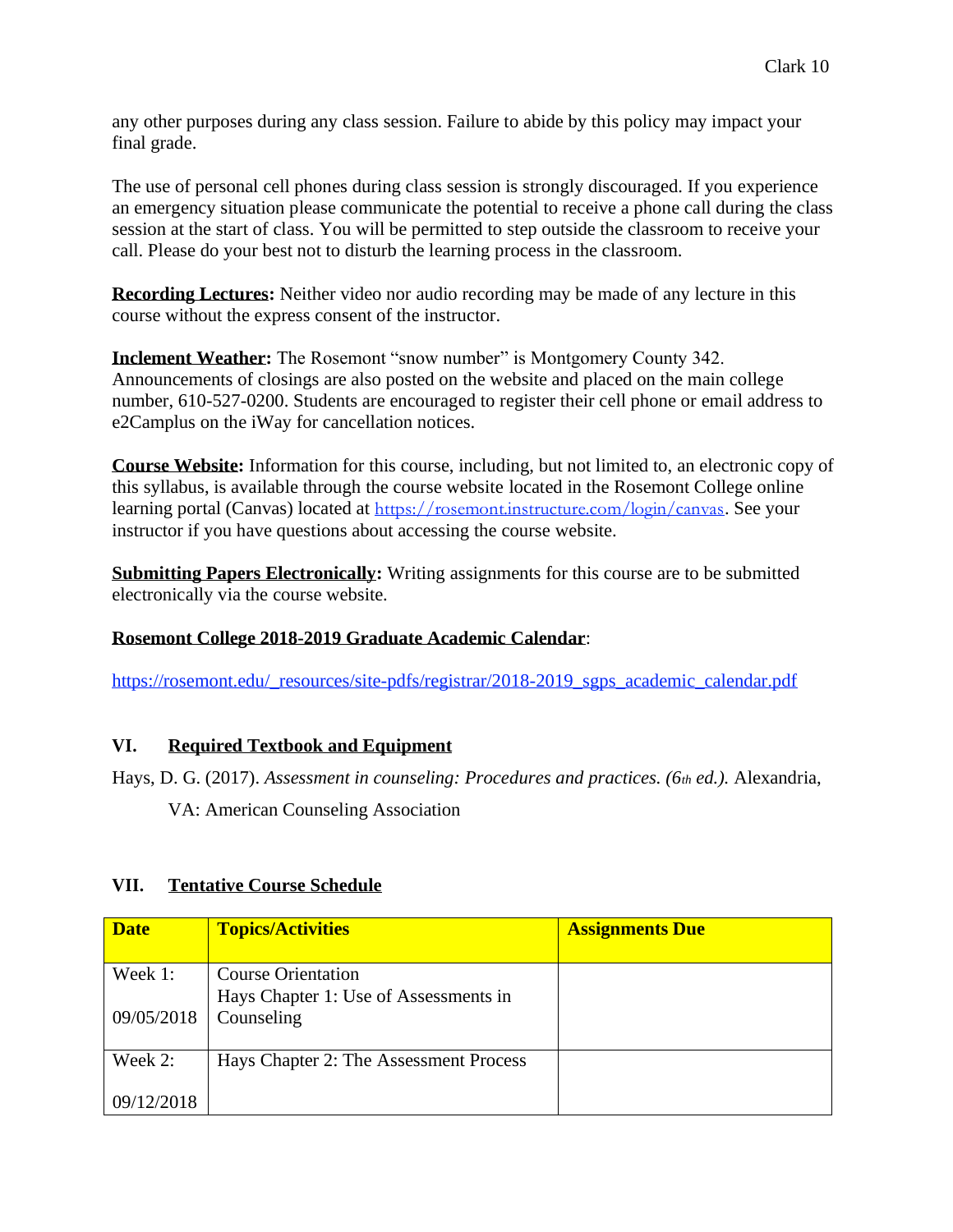any other purposes during any class session. Failure to abide by this policy may impact your final grade.

The use of personal cell phones during class session is strongly discouraged. If you experience an emergency situation please communicate the potential to receive a phone call during the class session at the start of class. You will be permitted to step outside the classroom to receive your call. Please do your best not to disturb the learning process in the classroom.

**Recording Lectures:** Neither video nor audio recording may be made of any lecture in this course without the express consent of the instructor.

**Inclement Weather:** The Rosemont "snow number" is Montgomery County 342. Announcements of closings are also posted on the website and placed on the main college number, 610-527-0200. Students are encouraged to register their cell phone or email address to e2Camplus on the iWay for cancellation notices.

**Course Website:** Information for this course, including, but not limited to, an electronic copy of this syllabus, is available through the course website located in the Rosemont College online learning portal (Canvas) located at https://rosemont.instructure.com/login/canvas. See your instructor if you have questions about accessing the course website.

**Submitting Papers Electronically:** Writing assignments for this course are to be submitted electronically via the course website.

**Rosemont College 2018-2019 Graduate Academic Calendar**:

https://rosemont.edu/_resources/site-pdfs/registrar/2018-2019_sgps_academic_calendar.pdf

## VI. Required Textbook and Equipment

Hays, D. G. (2017). *Assessment in counseling: Procedures and practices. (6th ed.).* Alexandria, VA: American Counseling Association

## VII. Tentative Course Schedule

| Date | Topics/Activities | Assignments Due |
|---|---|---|
| Week 1: 09/05/2018 | Course Orientation<br>Hays Chapter 1: Use of Assessments in Counseling | |
| Week 2: 09/12/2018 | Hays Chapter 2: The Assessment Process | |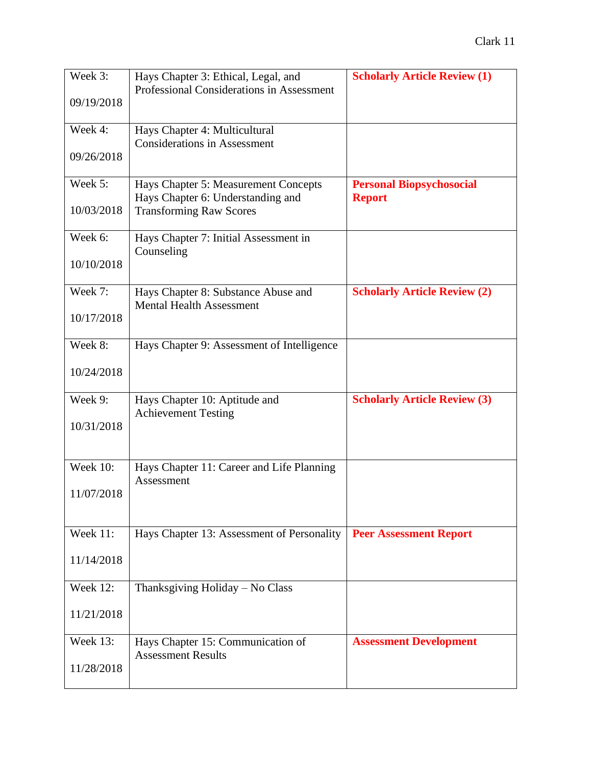| | | |
|---|---|---|
| Week 3: 09/19/2018 | Hays Chapter 3: Ethical, Legal, and Professional Considerations in Assessment | **Scholarly Article Review (1)** |
| Week 4: 09/26/2018 | Hays Chapter 4: Multicultural Considerations in Assessment | |
| Week 5: 10/03/2018 | Hays Chapter 5: Measurement Concepts Hays Chapter 6: Understanding and Transforming Raw Scores | **Personal Biopsychosocial Report** |
| Week 6: 10/10/2018 | Hays Chapter 7: Initial Assessment in Counseling | |
| Week 7: 10/17/2018 | Hays Chapter 8: Substance Abuse and Mental Health Assessment | **Scholarly Article Review (2)** |
| Week 8: 10/24/2018 | Hays Chapter 9: Assessment of Intelligence | |
| Week 9: 10/31/2018 | Hays Chapter 10: Aptitude and Achievement Testing | **Scholarly Article Review (3)** |
| Week 10: 11/07/2018 | Hays Chapter 11: Career and Life Planning Assessment | |
| Week 11: 11/14/2018 | Hays Chapter 13: Assessment of Personality | **Peer Assessment Report** |
| Week 12: 11/21/2018 | Thanksgiving Holiday – No Class | |
| Week 13: 11/28/2018 | Hays Chapter 15: Communication of Assessment Results | **Assessment Development** |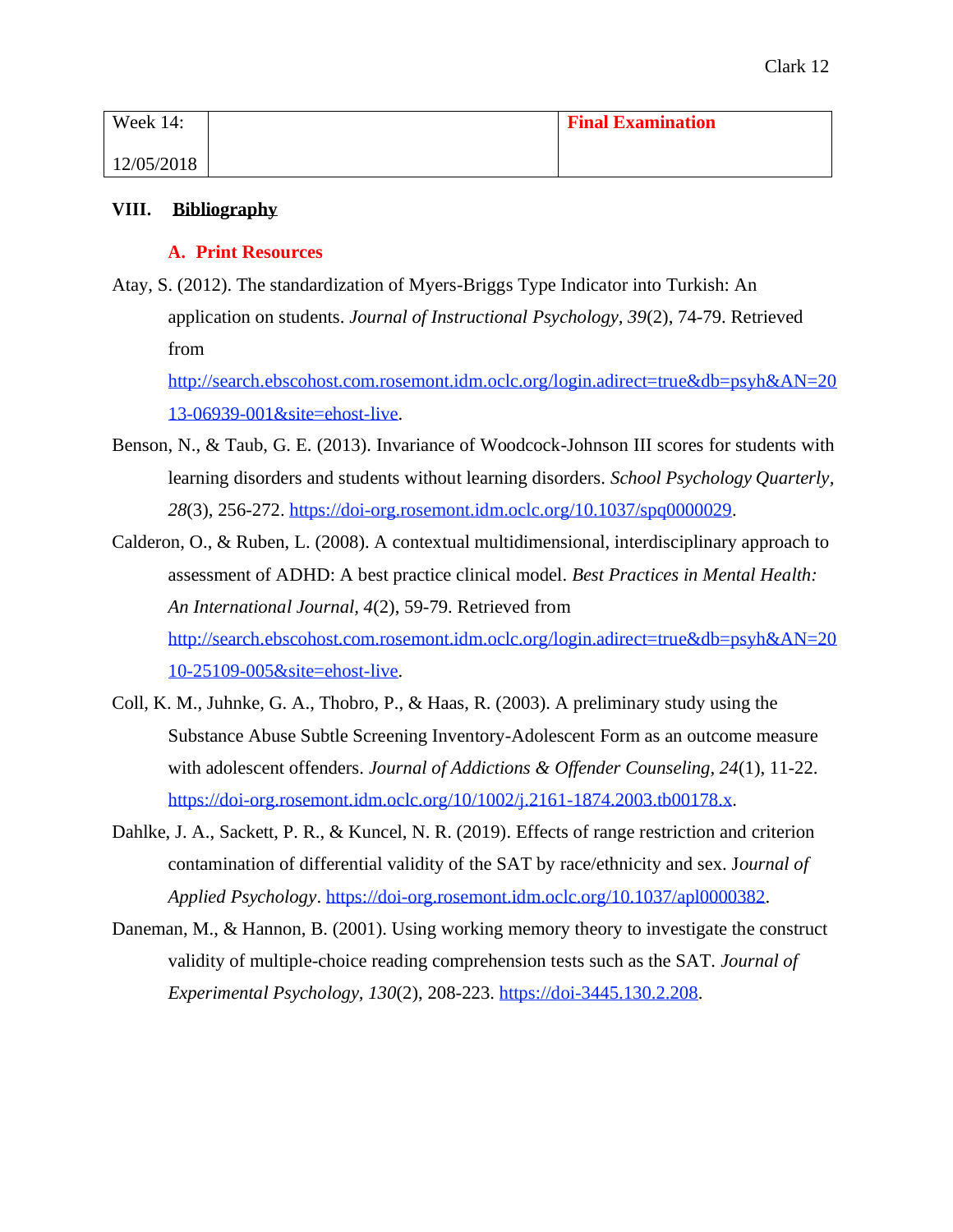| Week 14:<br><br>12/05/2018 | | **Final Examination** |
|---|---|---|

## VIII. Bibliography

### A. Print Resources

Atay, S. (2012). The standardization of Myers-Briggs Type Indicator into Turkish: An application on students. *Journal of Instructional Psychology, 39*(2), 74-79. Retrieved from http://search.ebscohost.com.rosemont.idm.oclc.org/login.adirect=true&db=psyh&AN=2013-06939-001&site=ehost-live.

Benson, N., & Taub, G. E. (2013). Invariance of Woodcock-Johnson III scores for students with learning disorders and students without learning disorders. *School Psychology Quarterly*, *28*(3), 256-272. https://doi-org.rosemont.idm.oclc.org/10.1037/spq0000029.

Calderon, O., & Ruben, L. (2008). A contextual multidimensional, interdisciplinary approach to assessment of ADHD: A best practice clinical model. *Best Practices in Mental Health: An International Journal*, *4*(2), 59-79. Retrieved from http://search.ebscohost.com.rosemont.idm.oclc.org/login.adirect=true&db=psyh&AN=2010-25109-005&site=ehost-live.

Coll, K. M., Juhnke, G. A., Thobro, P., & Haas, R. (2003). A preliminary study using the Substance Abuse Subtle Screening Inventory-Adolescent Form as an outcome measure with adolescent offenders. *Journal of Addictions & Offender Counseling*, *24*(1), 11-22. https://doi-org.rosemont.idm.oclc.org/10/1002/j.2161-1874.2003.tb00178.x.

Dahlke, J. A., Sackett, P. R., & Kuncel, N. R. (2019). Effects of range restriction and criterion contamination of differential validity of the SAT by race/ethnicity and sex. *Journal of Applied Psychology*. https://doi-org.rosemont.idm.oclc.org/10.1037/apl0000382.

Daneman, M., & Hannon, B. (2001). Using working memory theory to investigate the construct validity of multiple-choice reading comprehension tests such as the SAT. *Journal of Experimental Psychology, 130*(2), 208-223. https://doi-3445.130.2.208.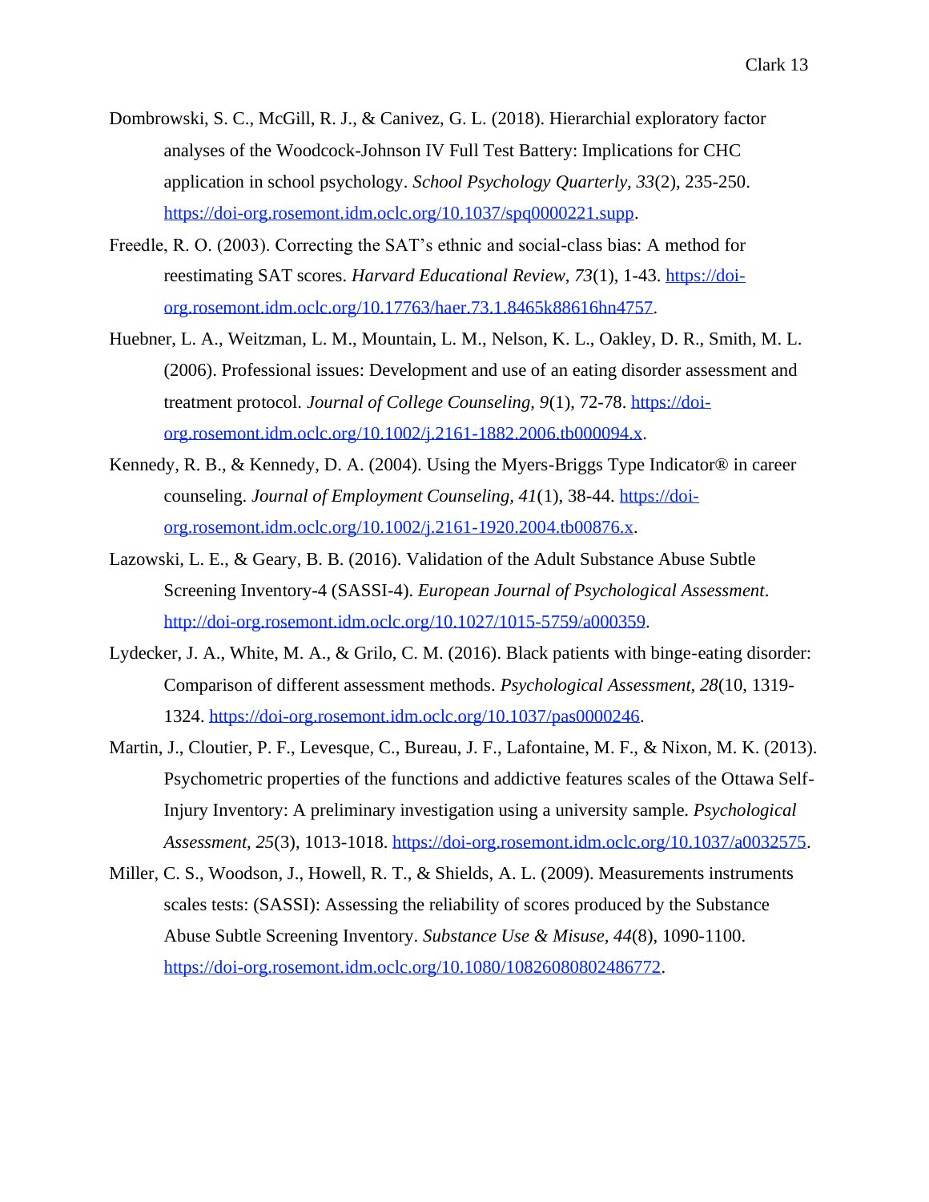Dombrowski, S. C., McGill, R. J., & Canivez, G. L. (2018). Hierarchial exploratory factor analyses of the Woodcock-Johnson IV Full Test Battery: Implications for CHC application in school psychology. *School Psychology Quarterly, 33*(2), 235-250. https://doi-org.rosemont.idm.oclc.org/10.1037/spq0000221.supp.

Freedle, R. O. (2003). Correcting the SAT's ethnic and social-class bias: A method for reestimating SAT scores. *Harvard Educational Review, 73*(1), 1-43. https://doi-org.rosemont.idm.oclc.org/10.17763/haer.73.1.8465k88616hn4757.

Huebner, L. A., Weitzman, L. M., Mountain, L. M., Nelson, K. L., Oakley, D. R., Smith, M. L. (2006). Professional issues: Development and use of an eating disorder assessment and treatment protocol. *Journal of College Counseling, 9*(1), 72-78. https://doi-org.rosemont.idm.oclc.org/10.1002/j.2161-1882.2006.tb000094.x.

Kennedy, R. B., & Kennedy, D. A. (2004). Using the Myers-Briggs Type Indicator® in career counseling. *Journal of Employment Counseling, 41*(1), 38-44. https://doi-org.rosemont.idm.oclc.org/10.1002/j.2161-1920.2004.tb00876.x.

Lazowski, L. E., & Geary, B. B. (2016). Validation of the Adult Substance Abuse Subtle Screening Inventory-4 (SASSI-4). *European Journal of Psychological Assessment*. http://doi-org.rosemont.idm.oclc.org/10.1027/1015-5759/a000359.

Lydecker, J. A., White, M. A., & Grilo, C. M. (2016). Black patients with binge-eating disorder: Comparison of different assessment methods. *Psychological Assessment, 28*(10, 1319-1324. https://doi-org.rosemont.idm.oclc.org/10.1037/pas0000246.

Martin, J., Cloutier, P. F., Levesque, C., Bureau, J. F., Lafontaine, M. F., & Nixon, M. K. (2013). Psychometric properties of the functions and addictive features scales of the Ottawa Self-Injury Inventory: A preliminary investigation using a university sample. *Psychological Assessment, 25*(3), 1013-1018. https://doi-org.rosemont.idm.oclc.org/10.1037/a0032575.

Miller, C. S., Woodson, J., Howell, R. T., & Shields, A. L. (2009). Measurements instruments scales tests: (SASSI): Assessing the reliability of scores produced by the Substance Abuse Subtle Screening Inventory. *Substance Use & Misuse, 44*(8), 1090-1100. https://doi-org.rosemont.idm.oclc.org/10.1080/10826080802486772.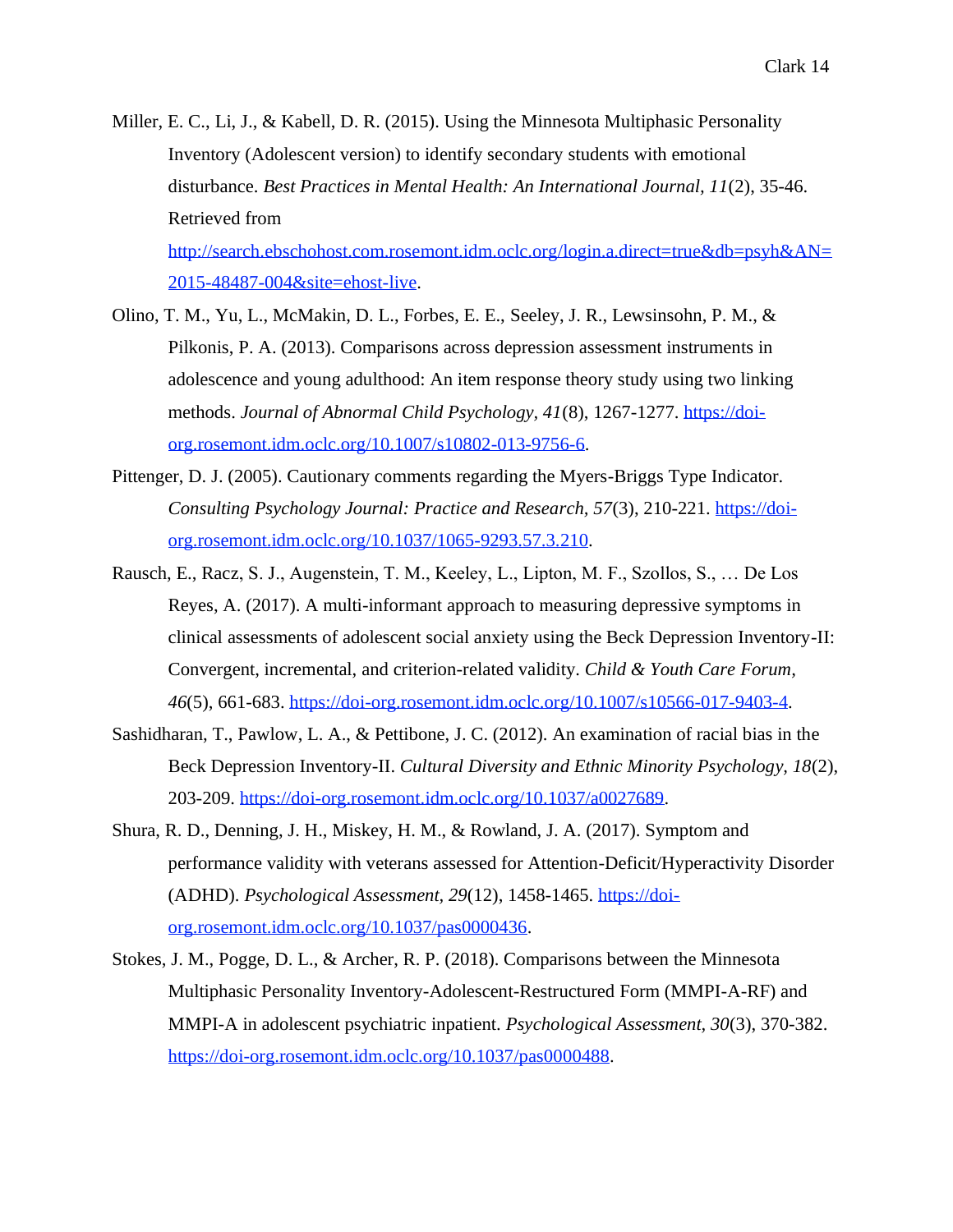Miller, E. C., Li, J., & Kabell, D. R. (2015). Using the Minnesota Multiphasic Personality Inventory (Adolescent version) to identify secondary students with emotional disturbance. *Best Practices in Mental Health: An International Journal, 11*(2), 35-46. Retrieved from http://search.ebschohost.com.rosemont.idm.oclc.org/login.a.direct=true&db=psyh&AN=2015-48487-004&site=ehost-live.

Olino, T. M., Yu, L., McMakin, D. L., Forbes, E. E., Seeley, J. R., Lewsinsohn, P. M., & Pilkonis, P. A. (2013). Comparisons across depression assessment instruments in adolescence and young adulthood: An item response theory study using two linking methods. *Journal of Abnormal Child Psychology, 41*(8), 1267-1277. https://doi-org.rosemont.idm.oclc.org/10.1007/s10802-013-9756-6.

Pittenger, D. J. (2005). Cautionary comments regarding the Myers-Briggs Type Indicator. *Consulting Psychology Journal: Practice and Research, 57*(3), 210-221. https://doi-org.rosemont.idm.oclc.org/10.1037/1065-9293.57.3.210.

Rausch, E., Racz, S. J., Augenstein, T. M., Keeley, L., Lipton, M. F., Szollos, S., … De Los Reyes, A. (2017). A multi-informant approach to measuring depressive symptoms in clinical assessments of adolescent social anxiety using the Beck Depression Inventory-II: Convergent, incremental, and criterion-related validity. *Child & Youth Care Forum, 46*(5), 661-683. https://doi-org.rosemont.idm.oclc.org/10.1007/s10566-017-9403-4.

Sashidharan, T., Pawlow, L. A., & Pettibone, J. C. (2012). An examination of racial bias in the Beck Depression Inventory-II. *Cultural Diversity and Ethnic Minority Psychology, 18*(2), 203-209. https://doi-org.rosemont.idm.oclc.org/10.1037/a0027689.

Shura, R. D., Denning, J. H., Miskey, H. M., & Rowland, J. A. (2017). Symptom and performance validity with veterans assessed for Attention-Deficit/Hyperactivity Disorder (ADHD). *Psychological Assessment, 29*(12), 1458-1465. https://doi-org.rosemont.idm.oclc.org/10.1037/pas0000436.

Stokes, J. M., Pogge, D. L., & Archer, R. P. (2018). Comparisons between the Minnesota Multiphasic Personality Inventory-Adolescent-Restructured Form (MMPI-A-RF) and MMPI-A in adolescent psychiatric inpatient. *Psychological Assessment, 30*(3), 370-382. https://doi-org.rosemont.idm.oclc.org/10.1037/pas0000488.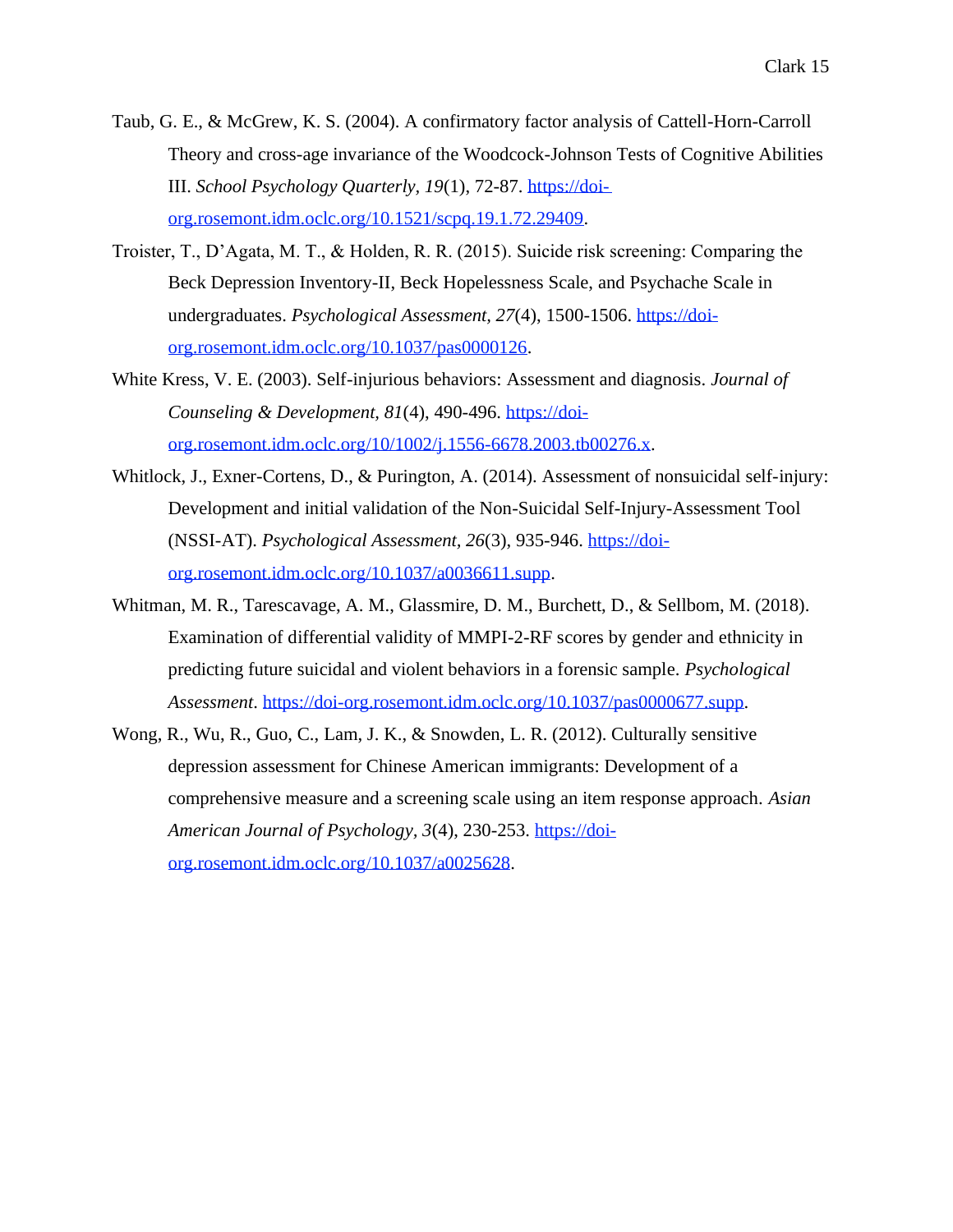Taub, G. E., & McGrew, K. S. (2004). A confirmatory factor analysis of Cattell-Horn-Carroll Theory and cross-age invariance of the Woodcock-Johnson Tests of Cognitive Abilities III. *School Psychology Quarterly*, *19*(1), 72-87. https://doi-org.rosemont.idm.oclc.org/10.1521/scpq.19.1.72.29409.

Troister, T., D'Agata, M. T., & Holden, R. R. (2015). Suicide risk screening: Comparing the Beck Depression Inventory-II, Beck Hopelessness Scale, and Psychache Scale in undergraduates. *Psychological Assessment*, *27*(4), 1500-1506. https://doi-org.rosemont.idm.oclc.org/10.1037/pas0000126.

White Kress, V. E. (2003). Self-injurious behaviors: Assessment and diagnosis. *Journal of Counseling & Development*, *81*(4), 490-496. https://doi-org.rosemont.idm.oclc.org/10/1002/j.1556-6678.2003.tb00276.x.

Whitlock, J., Exner-Cortens, D., & Purington, A. (2014). Assessment of nonsuicidal self-injury: Development and initial validation of the Non-Suicidal Self-Injury-Assessment Tool (NSSI-AT). *Psychological Assessment*, *26*(3), 935-946. https://doi-org.rosemont.idm.oclc.org/10.1037/a0036611.supp.

Whitman, M. R., Tarescavage, A. M., Glassmire, D. M., Burchett, D., & Sellbom, M. (2018). Examination of differential validity of MMPI-2-RF scores by gender and ethnicity in predicting future suicidal and violent behaviors in a forensic sample. *Psychological Assessment*. https://doi-org.rosemont.idm.oclc.org/10.1037/pas0000677.supp.

Wong, R., Wu, R., Guo, C., Lam, J. K., & Snowden, L. R. (2012). Culturally sensitive depression assessment for Chinese American immigrants: Development of a comprehensive measure and a screening scale using an item response approach. *Asian American Journal of Psychology*, *3*(4), 230-253. https://doi-org.rosemont.idm.oclc.org/10.1037/a0025628.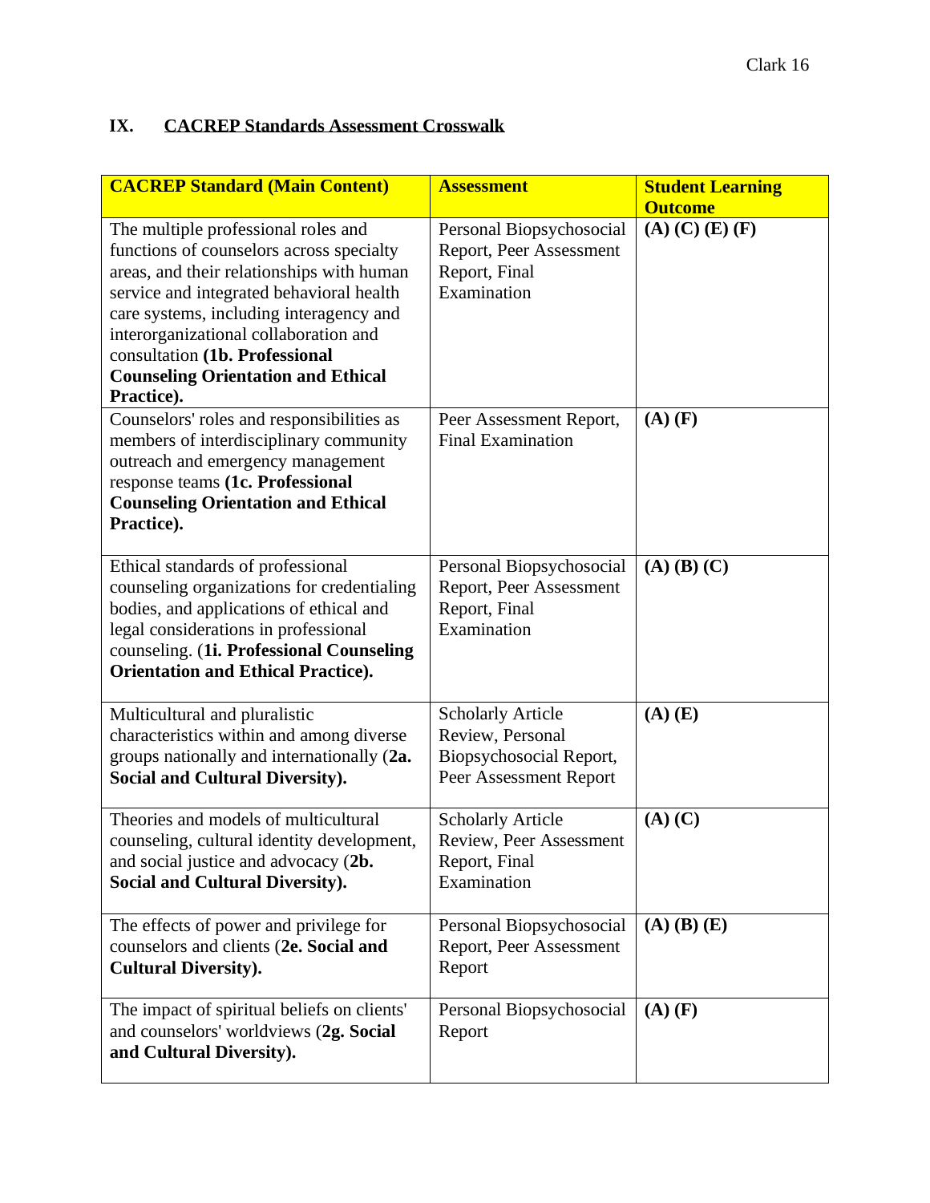## IX. CACREP Standards Assessment Crosswalk

| CACREP Standard (Main Content) | Assessment | Student Learning Outcome |
| --- | --- | --- |
| The multiple professional roles and functions of counselors across specialty areas, and their relationships with human service and integrated behavioral health care systems, including interagency and interorganizational collaboration and consultation **(1b. Professional Counseling Orientation and Ethical Practice).** | Personal Biopsychosocial Report, Peer Assessment Report, Final Examination | **(A) (C) (E) (F)** |
| Counselors' roles and responsibilities as members of interdisciplinary community outreach and emergency management response teams **(1c. Professional Counseling Orientation and Ethical Practice).** | Peer Assessment Report, Final Examination | **(A) (F)** |
| Ethical standards of professional counseling organizations for credentialing bodies, and applications of ethical and legal considerations in professional counseling. (**1i. Professional Counseling Orientation and Ethical Practice).** | Personal Biopsychosocial Report, Peer Assessment Report, Final Examination | **(A) (B) (C)** |
| Multicultural and pluralistic characteristics within and among diverse groups nationally and internationally (**2a. Social and Cultural Diversity).** | Scholarly Article Review, Personal Biopsychosocial Report, Peer Assessment Report | **(A) (E)** |
| Theories and models of multicultural counseling, cultural identity development, and social justice and advocacy (**2b. Social and Cultural Diversity).** | Scholarly Article Review, Peer Assessment Report, Final Examination | **(A) (C)** |
| The effects of power and privilege for counselors and clients (**2e. Social and Cultural Diversity).** | Personal Biopsychosocial Report, Peer Assessment Report | **(A) (B) (E)** |
| The impact of spiritual beliefs on clients' and counselors' worldviews (**2g. Social and Cultural Diversity).** | Personal Biopsychosocial Report | **(A) (F)** |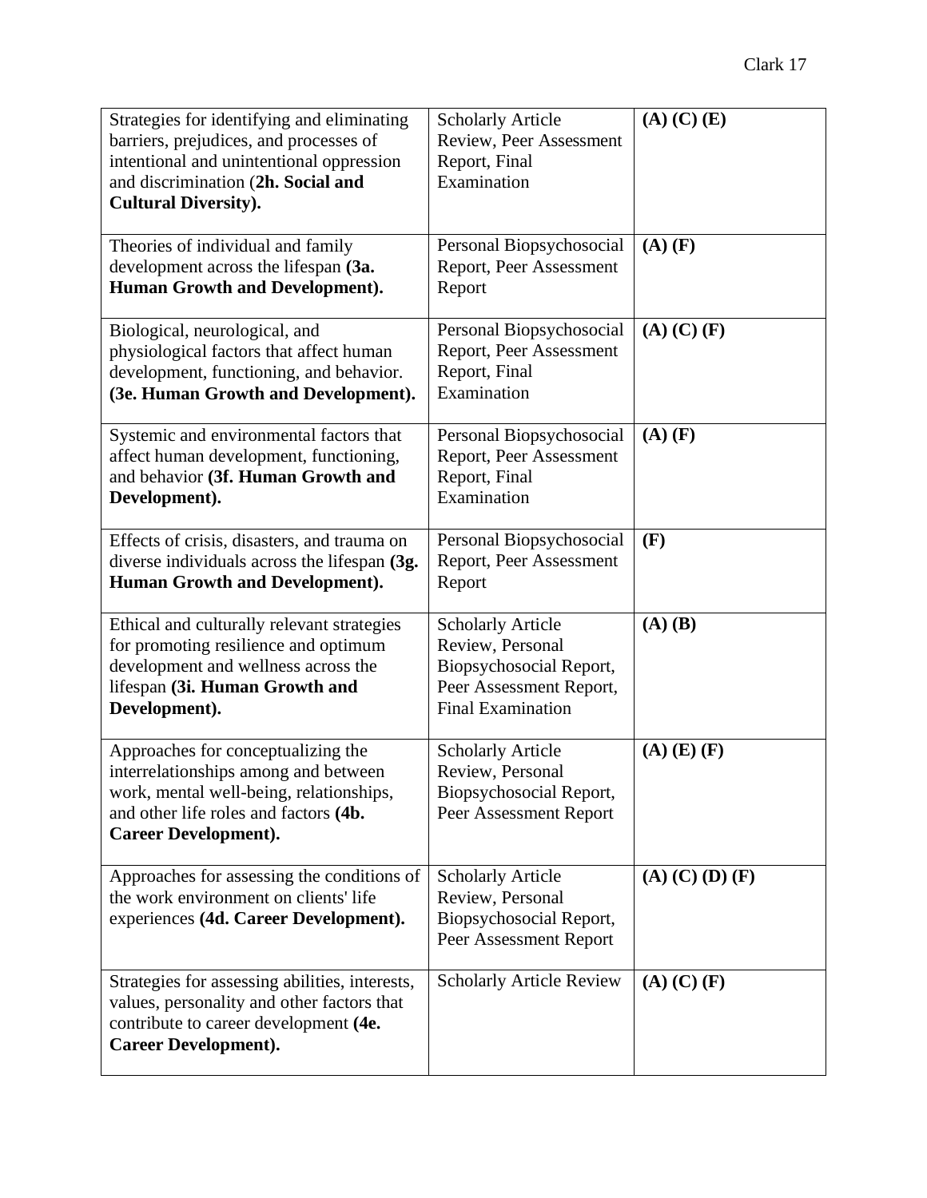| | | |
|---|---|---|
| Strategies for identifying and eliminating barriers, prejudices, and processes of intentional and unintentional oppression and discrimination (**2h. Social and Cultural Diversity).** | Scholarly Article Review, Peer Assessment Report, Final Examination | **(A) (C) (E)** |
| Theories of individual and family development across the lifespan **(3a. Human Growth and Development).** | Personal Biopsychosocial Report, Peer Assessment Report | **(A) (F)** |
| Biological, neurological, and physiological factors that affect human development, functioning, and behavior. **(3e. Human Growth and Development).** | Personal Biopsychosocial Report, Peer Assessment Report, Final Examination | **(A) (C) (F)** |
| Systemic and environmental factors that affect human development, functioning, and behavior **(3f. Human Growth and Development).** | Personal Biopsychosocial Report, Peer Assessment Report, Final Examination | **(A) (F)** |
| Effects of crisis, disasters, and trauma on diverse individuals across the lifespan **(3g. Human Growth and Development).** | Personal Biopsychosocial Report, Peer Assessment Report | **(F)** |
| Ethical and culturally relevant strategies for promoting resilience and optimum development and wellness across the lifespan **(3i. Human Growth and Development).** | Scholarly Article Review, Personal Biopsychosocial Report, Peer Assessment Report, Final Examination | **(A) (B)** |
| Approaches for conceptualizing the interrelationships among and between work, mental well-being, relationships, and other life roles and factors **(4b. Career Development).** | Scholarly Article Review, Personal Biopsychosocial Report, Peer Assessment Report | **(A) (E) (F)** |
| Approaches for assessing the conditions of the work environment on clients' life experiences **(4d. Career Development).** | Scholarly Article Review, Personal Biopsychosocial Report, Peer Assessment Report | **(A) (C) (D) (F)** |
| Strategies for assessing abilities, interests, values, personality and other factors that contribute to career development **(4e. Career Development).** | Scholarly Article Review | **(A) (C) (F)** |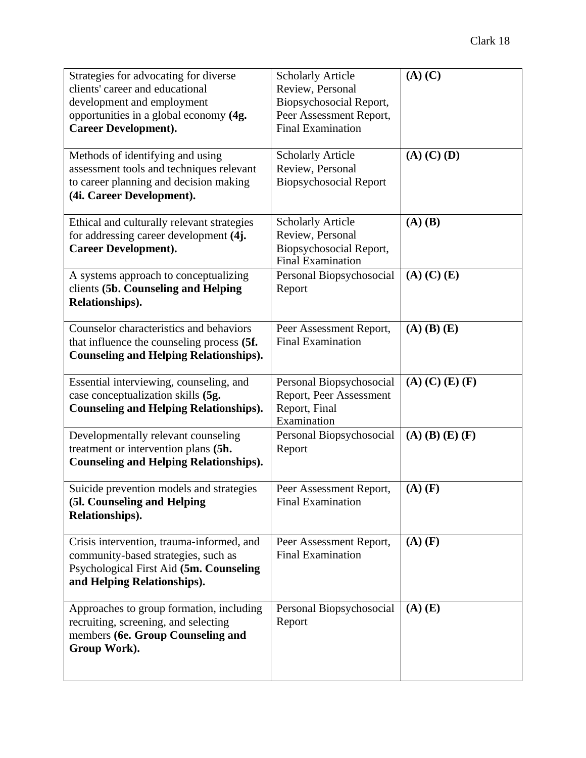| | | |
|---|---|---|
| Strategies for advocating for diverse clients' career and educational development and employment opportunities in a global economy **(4g. Career Development).** | Scholarly Article Review, Personal Biopsychosocial Report, Peer Assessment Report, Final Examination | **(A) (C)** |
| Methods of identifying and using assessment tools and techniques relevant to career planning and decision making **(4i. Career Development).** | Scholarly Article Review, Personal Biopsychosocial Report | **(A) (C) (D)** |
| Ethical and culturally relevant strategies for addressing career development **(4j. Career Development).** | Scholarly Article Review, Personal Biopsychosocial Report, Final Examination | **(A) (B)** |
| A systems approach to conceptualizing clients **(5b. Counseling and Helping Relationships).** | Personal Biopsychosocial Report | **(A) (C) (E)** |
| Counselor characteristics and behaviors that influence the counseling process **(5f. Counseling and Helping Relationships).** | Peer Assessment Report, Final Examination | **(A) (B) (E)** |
| Essential interviewing, counseling, and case conceptualization skills **(5g. Counseling and Helping Relationships).** | Personal Biopsychosocial Report, Peer Assessment Report, Final Examination | **(A) (C) (E) (F)** |
| Developmentally relevant counseling treatment or intervention plans **(5h. Counseling and Helping Relationships).** | Personal Biopsychosocial Report | **(A) (B) (E) (F)** |
| Suicide prevention models and strategies **(5l. Counseling and Helping Relationships).** | Peer Assessment Report, Final Examination | **(A) (F)** |
| Crisis intervention, trauma-informed, and community-based strategies, such as Psychological First Aid **(5m. Counseling and Helping Relationships).** | Peer Assessment Report, Final Examination | **(A) (F)** |
| Approaches to group formation, including recruiting, screening, and selecting members **(6e. Group Counseling and Group Work).** | Personal Biopsychosocial Report | **(A) (E)** |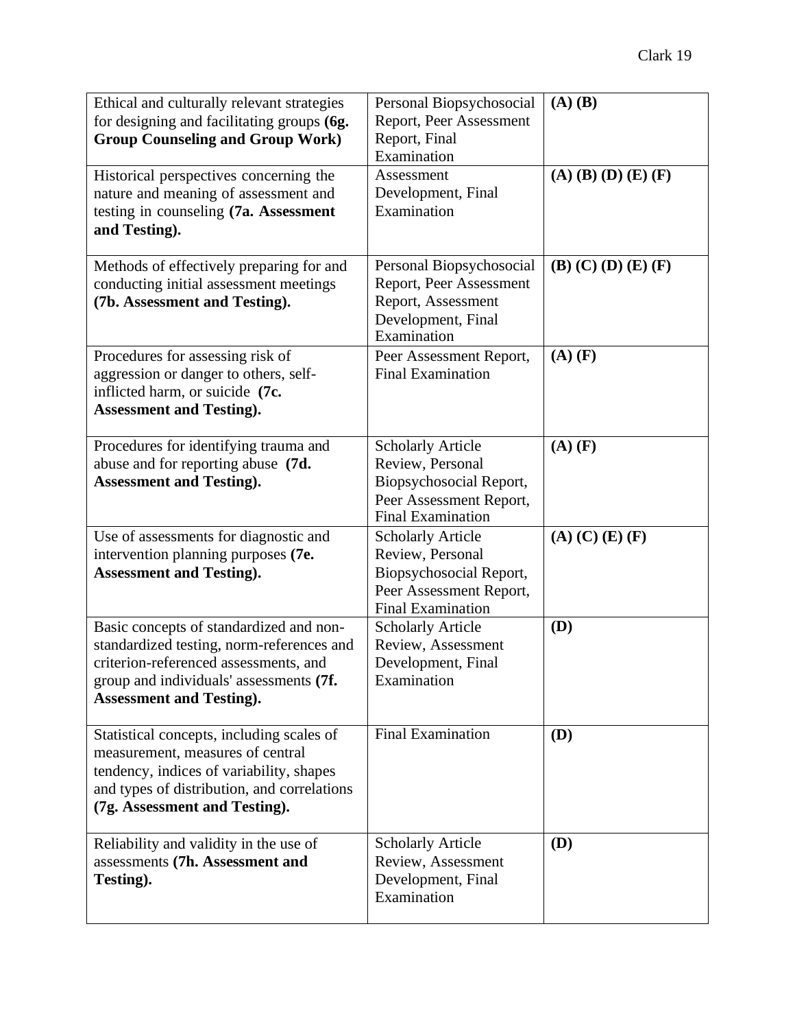| | | |
|---|---|---|
| Ethical and culturally relevant strategies for designing and facilitating groups **(6g. Group Counseling and Group Work)** | Personal Biopsychosocial Report, Peer Assessment Report, Final Examination | **(A) (B)** |
| Historical perspectives concerning the nature and meaning of assessment and testing in counseling **(7a. Assessment and Testing).** | Assessment Development, Final Examination | **(A) (B) (D) (E) (F)** |
| Methods of effectively preparing for and conducting initial assessment meetings **(7b. Assessment and Testing).** | Personal Biopsychosocial Report, Peer Assessment Report, Assessment Development, Final Examination | **(B) (C) (D) (E) (F)** |
| Procedures for assessing risk of aggression or danger to others, self-inflicted harm, or suicide **(7c. Assessment and Testing).** | Peer Assessment Report, Final Examination | **(A) (F)** |
| Procedures for identifying trauma and abuse and for reporting abuse **(7d. Assessment and Testing).** | Scholarly Article Review, Personal Biopsychosocial Report, Peer Assessment Report, Final Examination | **(A) (F)** |
| Use of assessments for diagnostic and intervention planning purposes **(7e. Assessment and Testing).** | Scholarly Article Review, Personal Biopsychosocial Report, Peer Assessment Report, Final Examination | **(A) (C) (E) (F)** |
| Basic concepts of standardized and non-standardized testing, norm-references and criterion-referenced assessments, and group and individuals' assessments **(7f. Assessment and Testing).** | Scholarly Article Review, Assessment Development, Final Examination | **(D)** |
| Statistical concepts, including scales of measurement, measures of central tendency, indices of variability, shapes and types of distribution, and correlations **(7g. Assessment and Testing).** | Final Examination | **(D)** |
| Reliability and validity in the use of assessments **(7h. Assessment and Testing).** | Scholarly Article Review, Assessment Development, Final Examination | **(D)** |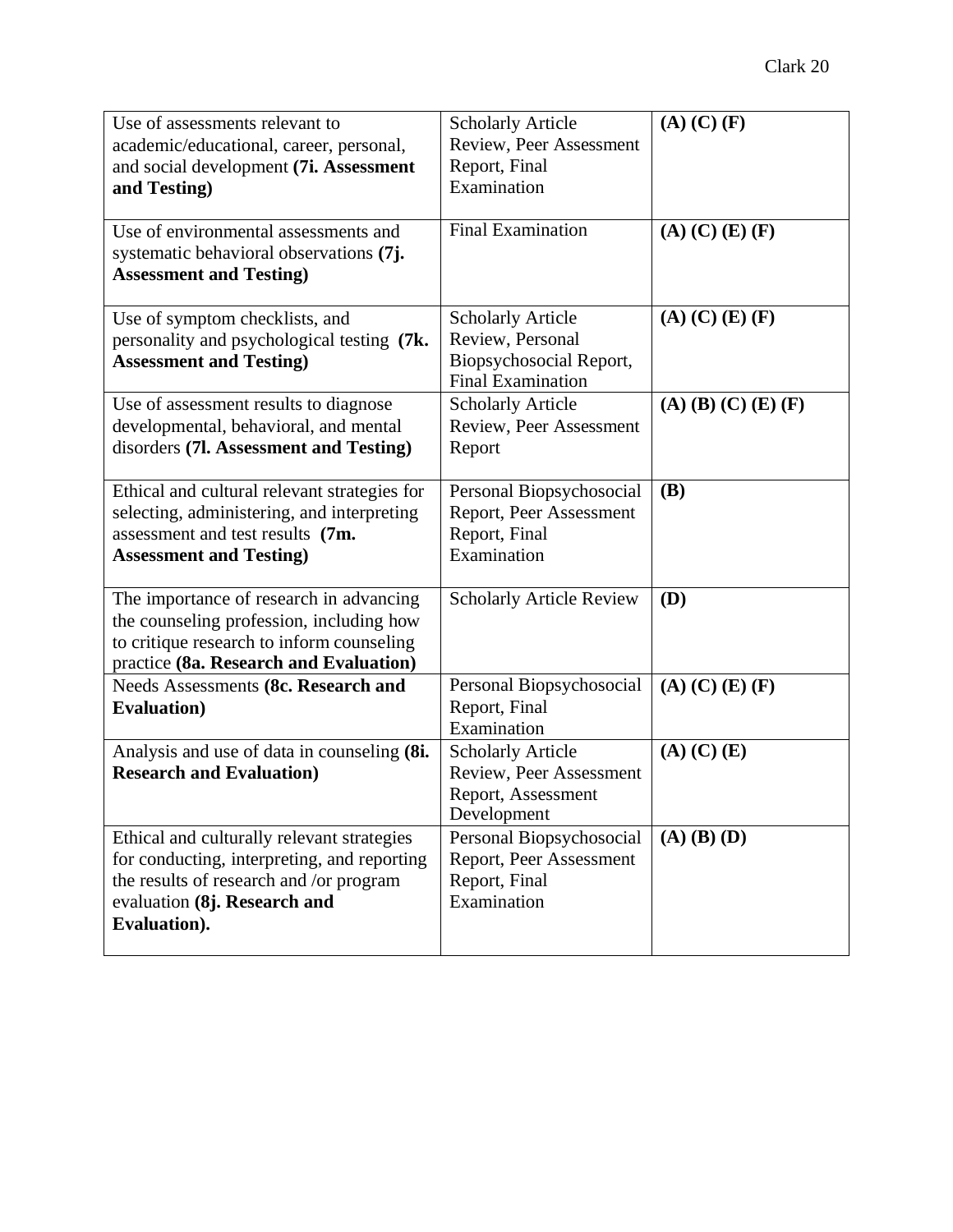| Use of assessments relevant to academic/educational, career, personal, and social development **(7i. Assessment and Testing)** | Scholarly Article Review, Peer Assessment Report, Final Examination | **(A) (C) (F)** |
|---|---|---|
| Use of environmental assessments and systematic behavioral observations **(7j. Assessment and Testing)** | Final Examination | **(A) (C) (E) (F)** |
| Use of symptom checklists, and personality and psychological testing **(7k. Assessment and Testing)** | Scholarly Article Review, Personal Biopsychosocial Report, Final Examination | **(A) (C) (E) (F)** |
| Use of assessment results to diagnose developmental, behavioral, and mental disorders **(7l. Assessment and Testing)** | Scholarly Article Review, Peer Assessment Report | **(A) (B) (C) (E) (F)** |
| Ethical and cultural relevant strategies for selecting, administering, and interpreting assessment and test results **(7m. Assessment and Testing)** | Personal Biopsychosocial Report, Peer Assessment Report, Final Examination | **(B)** |
| The importance of research in advancing the counseling profession, including how to critique research to inform counseling practice **(8a. Research and Evaluation)** | Scholarly Article Review | **(D)** |
| Needs Assessments **(8c. Research and Evaluation)** | Personal Biopsychosocial Report, Final Examination | **(A) (C) (E) (F)** |
| Analysis and use of data in counseling **(8i. Research and Evaluation)** | Scholarly Article Review, Peer Assessment Report, Assessment Development | **(A) (C) (E)** |
| Ethical and culturally relevant strategies for conducting, interpreting, and reporting the results of research and /or program evaluation **(8j. Research and Evaluation).** | Personal Biopsychosocial Report, Peer Assessment Report, Final Examination | **(A) (B) (D)** |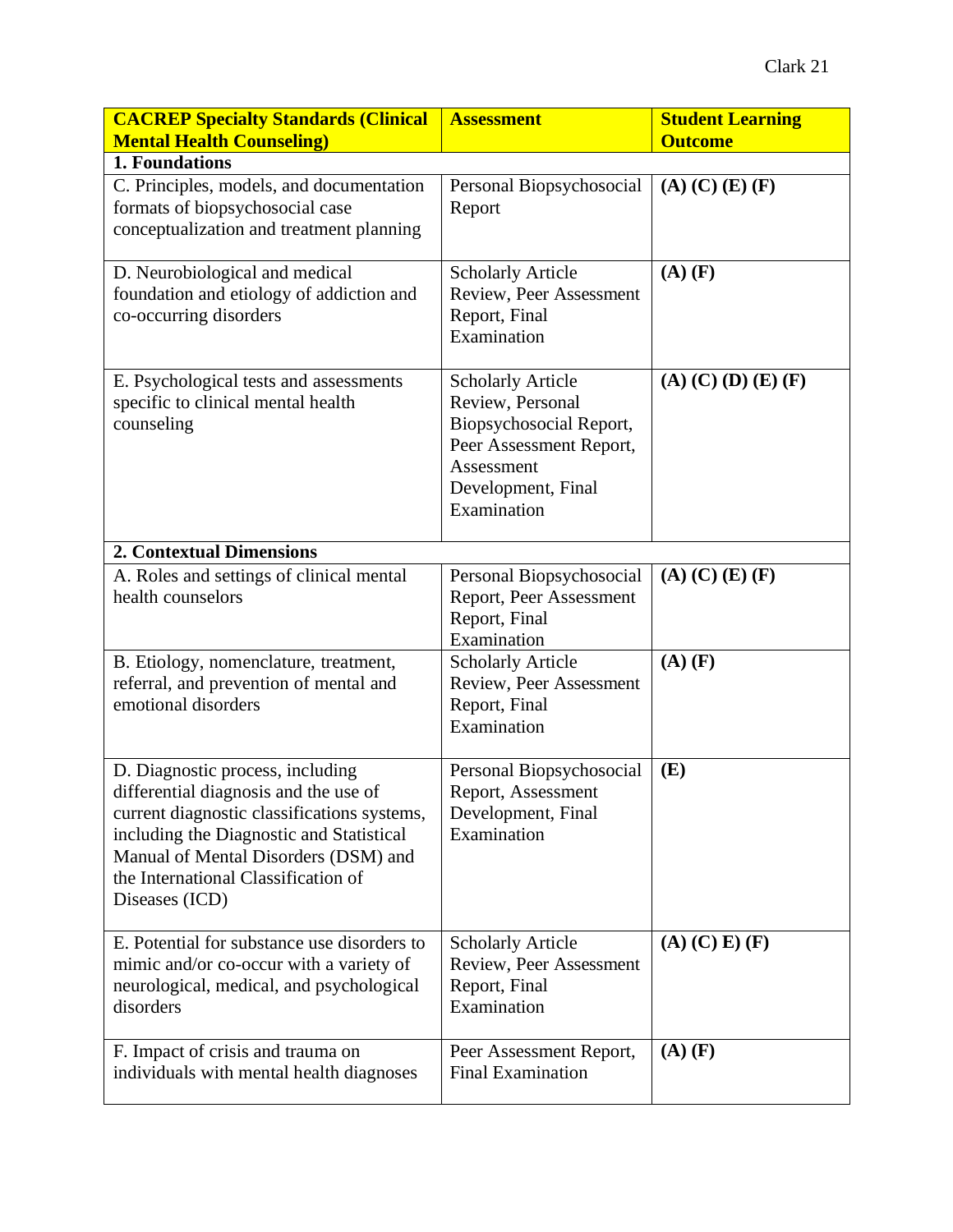| **CACREP Specialty Standards (Clinical Mental Health Counseling)** | **Assessment** | **Student Learning Outcome** |
|---|---|---|
| **1. Foundations** | | |
| C. Principles, models, and documentation formats of biopsychosocial case conceptualization and treatment planning | Personal Biopsychosocial Report | **(A) (C) (E) (F)** |
| D. Neurobiological and medical foundation and etiology of addiction and co-occurring disorders | Scholarly Article Review, Peer Assessment Report, Final Examination | **(A) (F)** |
| E. Psychological tests and assessments specific to clinical mental health counseling | Scholarly Article Review, Personal Biopsychosocial Report, Peer Assessment Report, Assessment Development, Final Examination | **(A) (C) (D) (E) (F)** |
| **2. Contextual Dimensions** | | |
| A. Roles and settings of clinical mental health counselors | Personal Biopsychosocial Report, Peer Assessment Report, Final Examination | **(A) (C) (E) (F)** |
| B. Etiology, nomenclature, treatment, referral, and prevention of mental and emotional disorders | Scholarly Article Review, Peer Assessment Report, Final Examination | **(A) (F)** |
| D. Diagnostic process, including differential diagnosis and the use of current diagnostic classifications systems, including the Diagnostic and Statistical Manual of Mental Disorders (DSM) and the International Classification of Diseases (ICD) | Personal Biopsychosocial Report, Assessment Development, Final Examination | **(E)** |
| E. Potential for substance use disorders to mimic and/or co-occur with a variety of neurological, medical, and psychological disorders | Scholarly Article Review, Peer Assessment Report, Final Examination | **(A) (C) E) (F)** |
| F. Impact of crisis and trauma on individuals with mental health diagnoses | Peer Assessment Report, Final Examination | **(A) (F)** |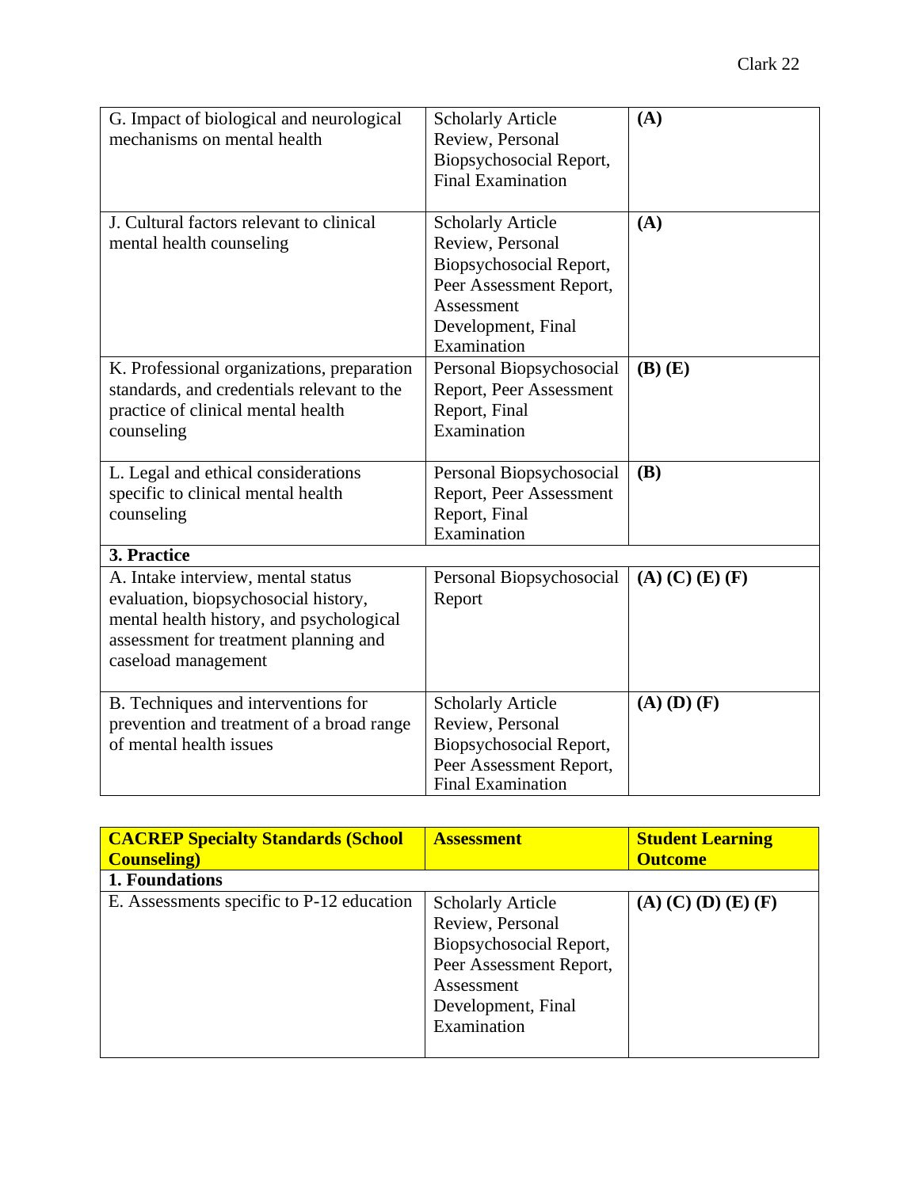| | | |
|---|---|---|
| G. Impact of biological and neurological mechanisms on mental health | Scholarly Article Review, Personal Biopsychosocial Report, Final Examination | **(A)** |
| J. Cultural factors relevant to clinical mental health counseling | Scholarly Article Review, Personal Biopsychosocial Report, Peer Assessment Report, Assessment Development, Final Examination | **(A)** |
| K. Professional organizations, preparation standards, and credentials relevant to the practice of clinical mental health counseling | Personal Biopsychosocial Report, Peer Assessment Report, Final Examination | **(B) (E)** |
| L. Legal and ethical considerations specific to clinical mental health counseling | Personal Biopsychosocial Report, Peer Assessment Report, Final Examination | **(B)** |
| **3. Practice** | | |
| A. Intake interview, mental status evaluation, biopsychosocial history, mental health history, and psychological assessment for treatment planning and caseload management | Personal Biopsychosocial Report | **(A) (C) (E) (F)** |
| B. Techniques and interventions for prevention and treatment of a broad range of mental health issues | Scholarly Article Review, Personal Biopsychosocial Report, Peer Assessment Report, Final Examination | **(A) (D) (F)** |

| **CACREP Specialty Standards (School Counseling)** | **Assessment** | **Student Learning Outcome** |
|---|---|---|
| **1. Foundations** | | |
| E. Assessments specific to P-12 education | Scholarly Article Review, Personal Biopsychosocial Report, Peer Assessment Report, Assessment Development, Final Examination | **(A) (C) (D) (E) (F)** |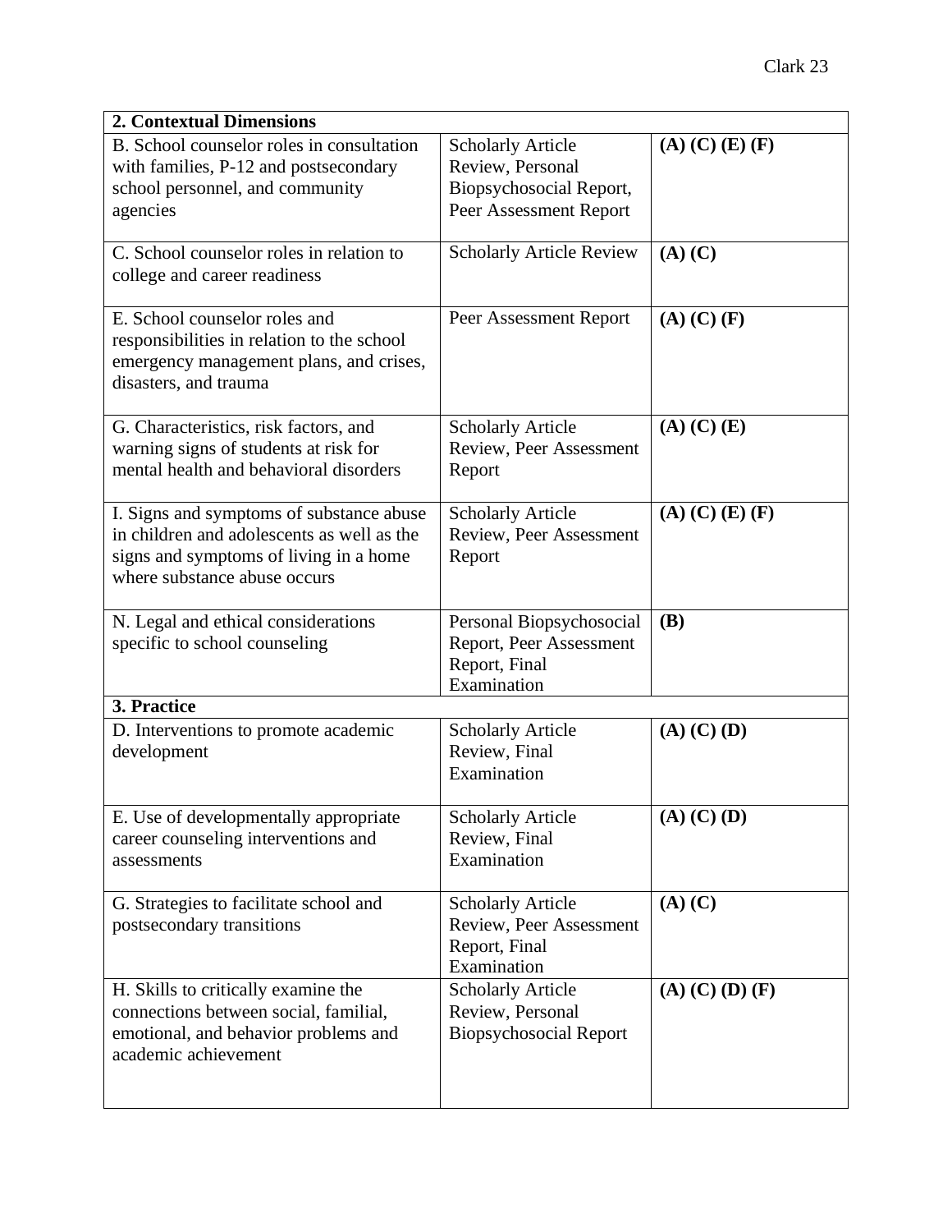| **2. Contextual Dimensions** | | |
|---|---|---|
| B. School counselor roles in consultation with families, P-12 and postsecondary school personnel, and community agencies | Scholarly Article Review, Personal Biopsychosocial Report, Peer Assessment Report | **(A) (C) (E) (F)** |
| C. School counselor roles in relation to college and career readiness | Scholarly Article Review | **(A) (C)** |
| E. School counselor roles and responsibilities in relation to the school emergency management plans, and crises, disasters, and trauma | Peer Assessment Report | **(A) (C) (F)** |
| G. Characteristics, risk factors, and warning signs of students at risk for mental health and behavioral disorders | Scholarly Article Review, Peer Assessment Report | **(A) (C) (E)** |
| I. Signs and symptoms of substance abuse in children and adolescents as well as the signs and symptoms of living in a home where substance abuse occurs | Scholarly Article Review, Peer Assessment Report | **(A) (C) (E) (F)** |
| N. Legal and ethical considerations specific to school counseling | Personal Biopsychosocial Report, Peer Assessment Report, Final Examination | **(B)** |
| **3. Practice** | | |
| D. Interventions to promote academic development | Scholarly Article Review, Final Examination | **(A) (C) (D)** |
| E. Use of developmentally appropriate career counseling interventions and assessments | Scholarly Article Review, Final Examination | **(A) (C) (D)** |
| G. Strategies to facilitate school and postsecondary transitions | Scholarly Article Review, Peer Assessment Report, Final Examination | **(A) (C)** |
| H. Skills to critically examine the connections between social, familial, emotional, and behavior problems and academic achievement | Scholarly Article Review, Personal Biopsychosocial Report | **(A) (C) (D) (F)** |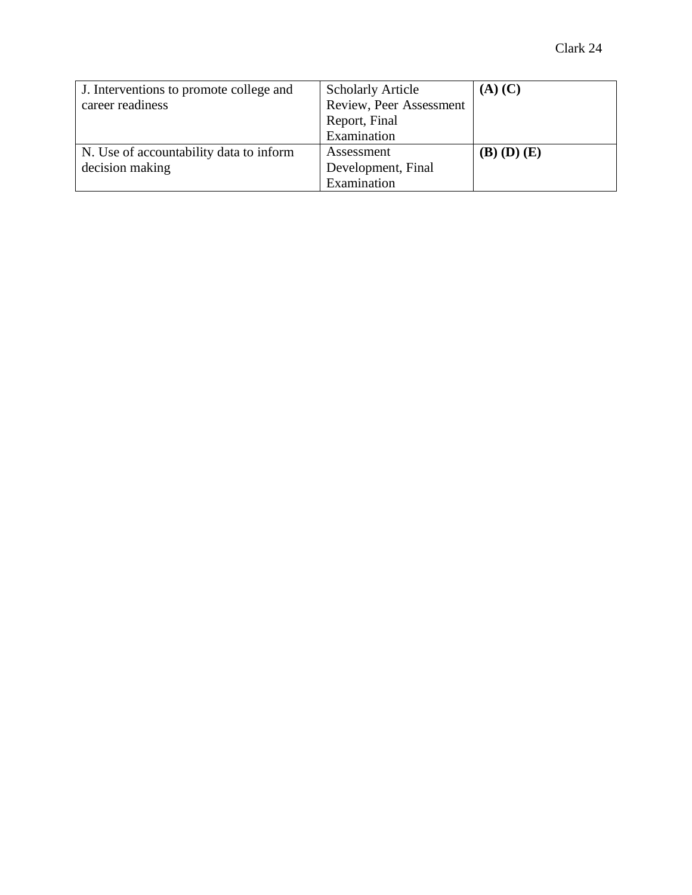| | | |
|---|---|---|
| J. Interventions to promote college and career readiness | Scholarly Article Review, Peer Assessment Report, Final Examination | **(A) (C)** |
| N. Use of accountability data to inform decision making | Assessment Development, Final Examination | **(B) (D) (E)** |